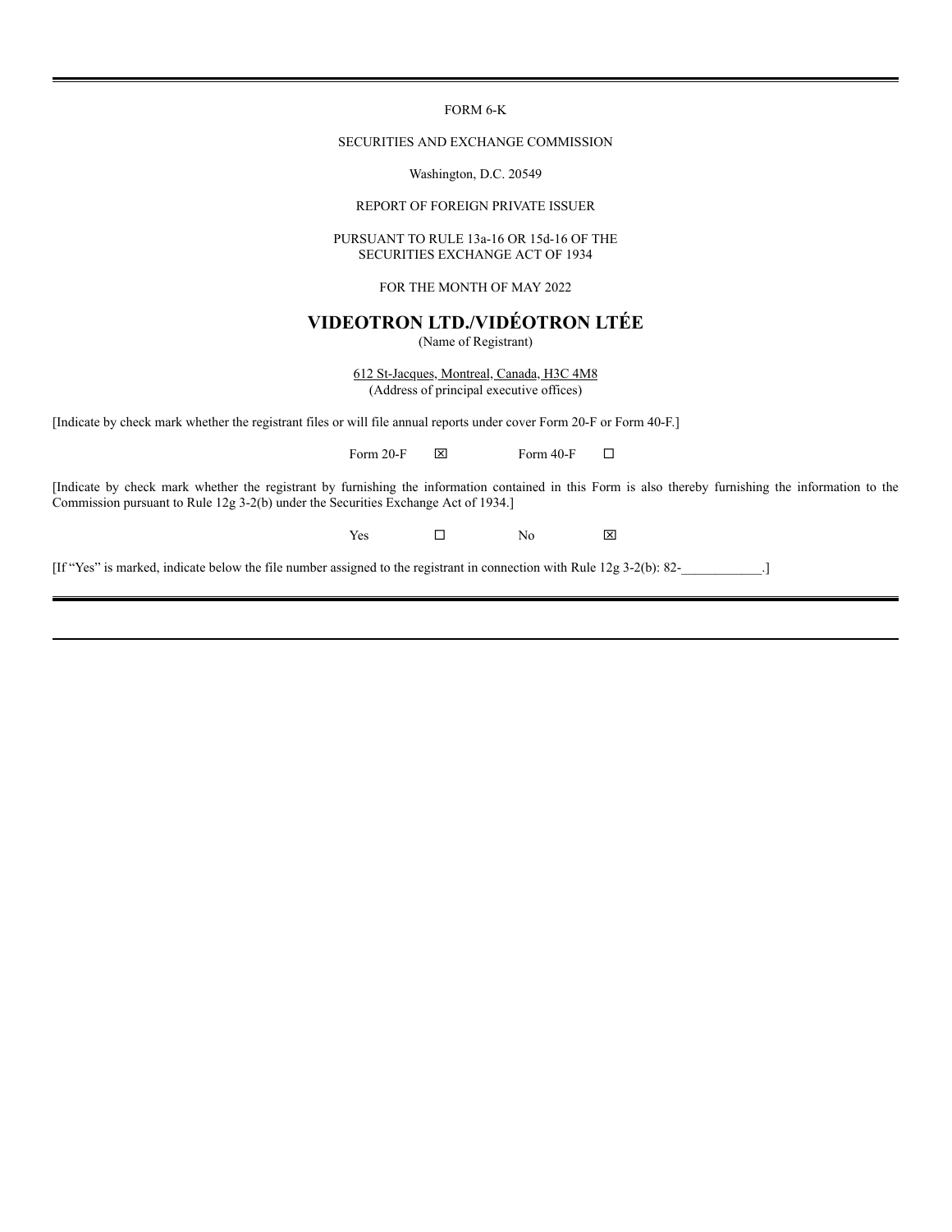FORM 6-K

SECURITIES AND EXCHANGE COMMISSION

Washington, D.C. 20549

REPORT OF FOREIGN PRIVATE ISSUER

PURSUANT TO RULE 13a-16 OR 15d-16 OF THE SECURITIES EXCHANGE ACT OF 1934

FOR THE MONTH OF MAY 2022

# VIDEOTRON LTD./VIDÉOTRON LTÉE

(Name of Registrant)

612 St-Jacques, Montreal, Canada, H3C 4M8
(Address of principal executive offices)

[Indicate by check mark whether the registrant files or will file annual reports under cover Form 20-F or Form 40-F.]

Form 20-F ☒ Form 40-F ☐

[Indicate by check mark whether the registrant by furnishing the information contained in this Form is also thereby furnishing the information to the Commission pursuant to Rule 12g 3-2(b) under the Securities Exchange Act of 1934.]

Yes ☐ No ☒

[If "Yes" is marked, indicate below the file number assigned to the registrant in connection with Rule 12g 3-2(b): 82-____________.]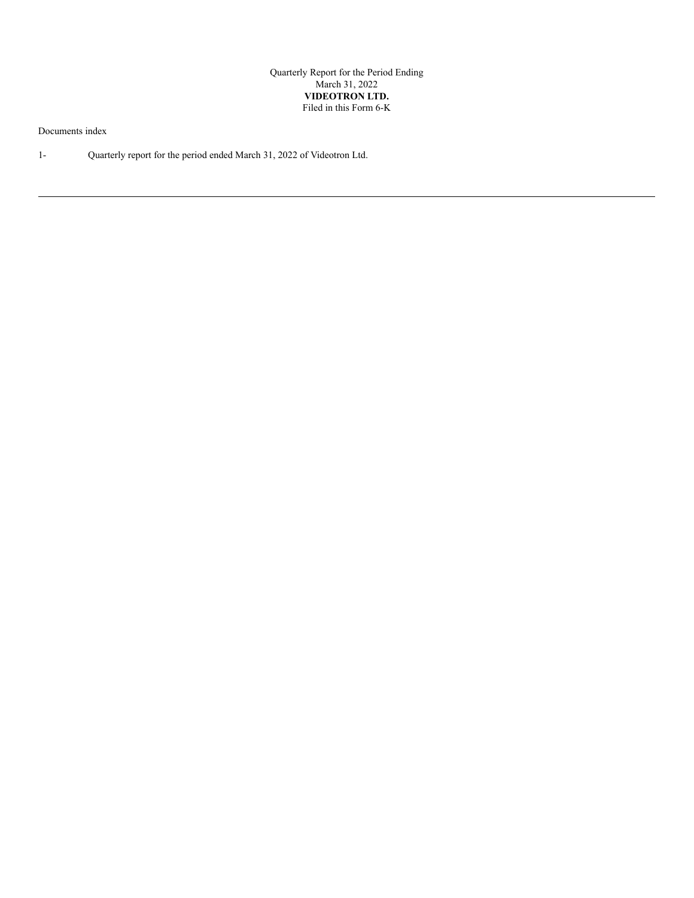Quarterly Report for the Period Ending
March 31, 2022
**VIDEOTRON LTD.**
Filed in this Form 6-K

Documents index

1- Quarterly report for the period ended March 31, 2022 of Videotron Ltd.

---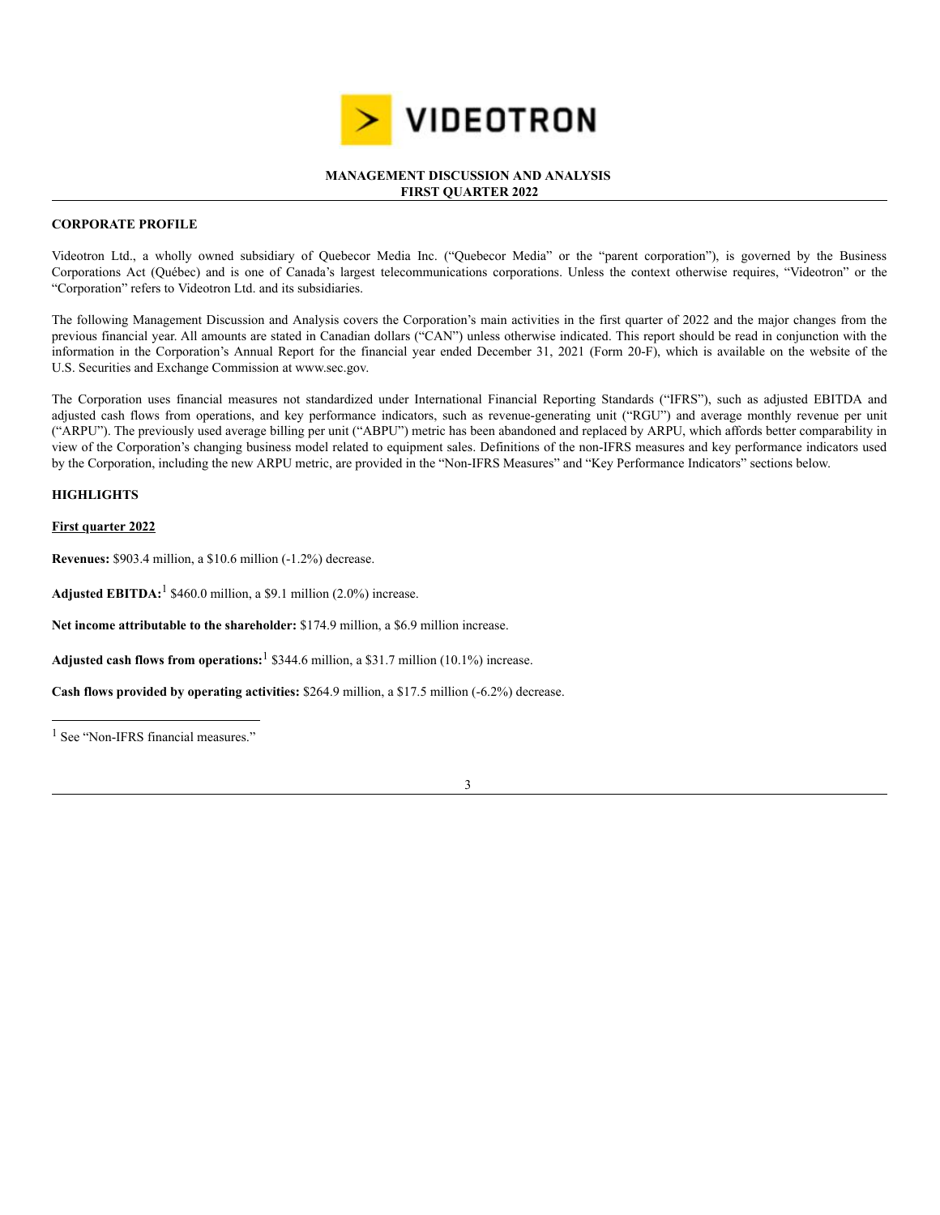# MANAGEMENT DISCUSSION AND ANALYSIS
## FIRST QUARTER 2022

### CORPORATE PROFILE

Videotron Ltd., a wholly owned subsidiary of Quebecor Media Inc. ("Quebecor Media" or the "parent corporation"), is governed by the Business Corporations Act (Québec) and is one of Canada's largest telecommunications corporations. Unless the context otherwise requires, "Videotron" or the "Corporation" refers to Videotron Ltd. and its subsidiaries.

The following Management Discussion and Analysis covers the Corporation's main activities in the first quarter of 2022 and the major changes from the previous financial year. All amounts are stated in Canadian dollars ("CAN") unless otherwise indicated. This report should be read in conjunction with the information in the Corporation's Annual Report for the financial year ended December 31, 2021 (Form 20-F), which is available on the website of the U.S. Securities and Exchange Commission at www.sec.gov.

The Corporation uses financial measures not standardized under International Financial Reporting Standards ("IFRS"), such as adjusted EBITDA and adjusted cash flows from operations, and key performance indicators, such as revenue-generating unit ("RGU") and average monthly revenue per unit ("ARPU"). The previously used average billing per unit ("ABPU") metric has been abandoned and replaced by ARPU, which affords better comparability in view of the Corporation's changing business model related to equipment sales. Definitions of the non-IFRS measures and key performance indicators used by the Corporation, including the new ARPU metric, are provided in the "Non-IFRS Measures" and "Key Performance Indicators" sections below.

### HIGHLIGHTS

**First quarter 2022**

**Revenues:** $903.4 million, a $10.6 million (-1.2%) decrease.

**Adjusted EBITDA:**[1] $460.0 million, a $9.1 million (2.0%) increase.

**Net income attributable to the shareholder:** $174.9 million, a $6.9 million increase.

**Adjusted cash flows from operations:**[1] $344.6 million, a $31.7 million (10.1%) increase.

**Cash flows provided by operating activities:** $264.9 million, a $17.5 million (-6.2%) decrease.

---

[1] See "Non-IFRS financial measures."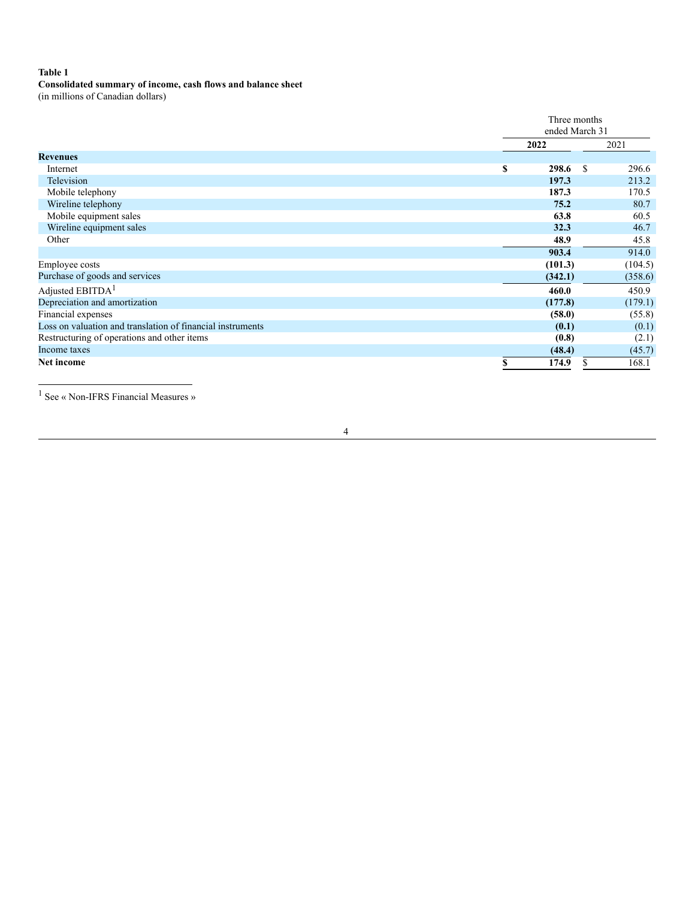**Table 1**
**Consolidated summary of income, cash flows and balance sheet**
(in millions of Canadian dollars)

| | Three months ended March 31 | |
|---|---|---|
| | **2022** | 2021 |
| **Revenues** | | |
| Internet | **$ 298.6** | $ 296.6 |
| Television | **197.3** | 213.2 |
| Mobile telephony | **187.3** | 170.5 |
| Wireline telephony | **75.2** | 80.7 |
| Mobile equipment sales | **63.8** | 60.5 |
| Wireline equipment sales | **32.3** | 46.7 |
| Other | **48.9** | 45.8 |
| | **903.4** | 914.0 |
| Employee costs | **(101.3)** | (104.5) |
| Purchase of goods and services | **(342.1)** | (358.6) |
| Adjusted EBITDA[1] | **460.0** | 450.9 |
| Depreciation and amortization | **(177.8)** | (179.1) |
| Financial expenses | **(58.0)** | (55.8) |
| Loss on valuation and translation of financial instruments | **(0.1)** | (0.1) |
| Restructuring of operations and other items | **(0.8)** | (2.1) |
| Income taxes | **(48.4)** | (45.7) |
| **Net income** | **$ 174.9** | $ 168.1 |

[1] See « Non-IFRS Financial Measures »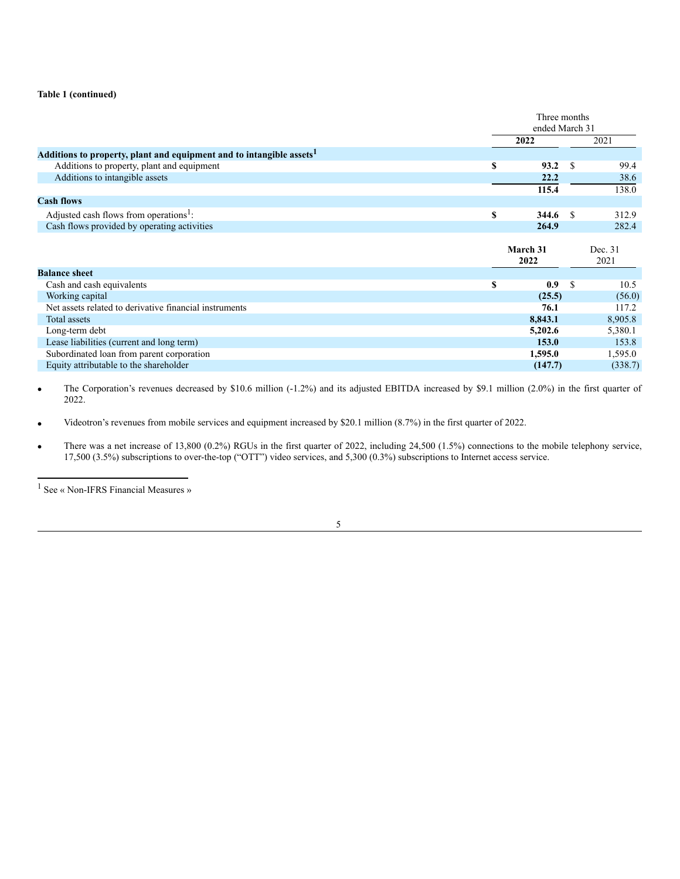**Table 1 (continued)**

| | Three months ended March 31 | |
|---|---|---|
| | **2022** | 2021 |
| **Additions to property, plant and equipment and to intangible assets[1]** | | |
| Additions to property, plant and equipment | **$ 93.2** | $ 99.4 |
| Additions to intangible assets | **22.2** | 38.6 |
| | **115.4** | 138.0 |
| **Cash flows** | | |
| Adjusted cash flows from operations[1]: | **$ 344.6** | $ 312.9 |
| Cash flows provided by operating activities | **264.9** | 282.4 |

| | **March 31 2022** | Dec. 31 2021 |
|---|---|---|
| **Balance sheet** | | |
| Cash and cash equivalents | **$ 0.9** | $ 10.5 |
| Working capital | **(25.5)** | (56.0) |
| Net assets related to derivative financial instruments | **76.1** | 117.2 |
| Total assets | **8,843.1** | 8,905.8 |
| Long-term debt | **5,202.6** | 5,380.1 |
| Lease liabilities (current and long term) | **153.0** | 153.8 |
| Subordinated loan from parent corporation | **1,595.0** | 1,595.0 |
| Equity attributable to the shareholder | **(147.7)** | (338.7) |

- The Corporation's revenues decreased by $10.6 million (-1.2%) and its adjusted EBITDA increased by $9.1 million (2.0%) in the first quarter of 2022.

- Videotron's revenues from mobile services and equipment increased by $20.1 million (8.7%) in the first quarter of 2022.

- There was a net increase of 13,800 (0.2%) RGUs in the first quarter of 2022, including 24,500 (1.5%) connections to the mobile telephony service, 17,500 (3.5%) subscriptions to over-the-top ("OTT") video services, and 5,300 (0.3%) subscriptions to Internet access service.

[1] See « Non-IFRS Financial Measures »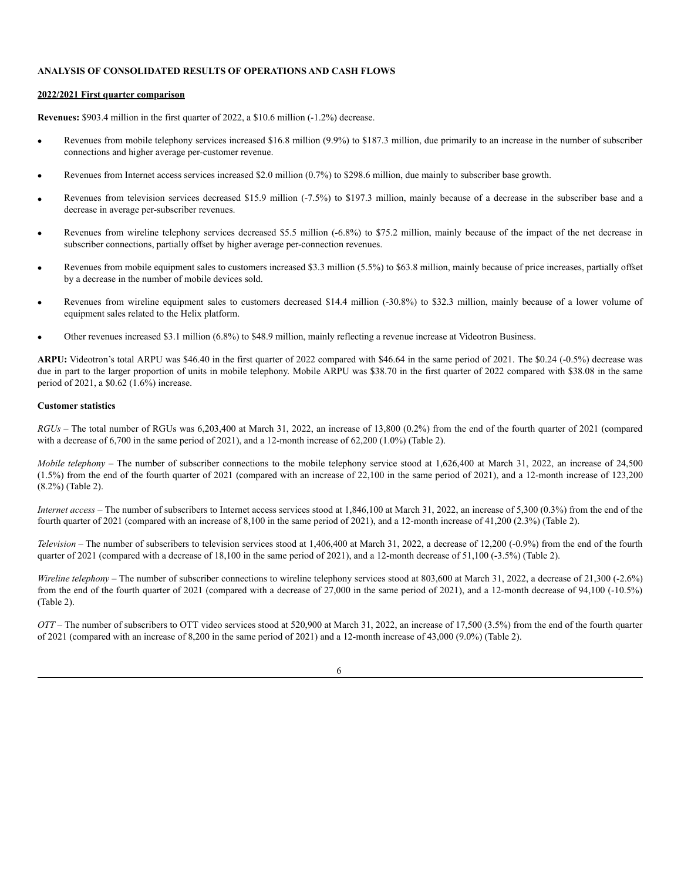**ANALYSIS OF CONSOLIDATED RESULTS OF OPERATIONS AND CASH FLOWS**

**2022/2021 First quarter comparison**

**Revenues:** $903.4 million in the first quarter of 2022, a $10.6 million (-1.2%) decrease.

- Revenues from mobile telephony services increased $16.8 million (9.9%) to $187.3 million, due primarily to an increase in the number of subscriber connections and higher average per-customer revenue.
- Revenues from Internet access services increased $2.0 million (0.7%) to $298.6 million, due mainly to subscriber base growth.
- Revenues from television services decreased $15.9 million (-7.5%) to $197.3 million, mainly because of a decrease in the subscriber base and a decrease in average per-subscriber revenues.
- Revenues from wireline telephony services decreased $5.5 million (-6.8%) to $75.2 million, mainly because of the impact of the net decrease in subscriber connections, partially offset by higher average per-connection revenues.
- Revenues from mobile equipment sales to customers increased $3.3 million (5.5%) to $63.8 million, mainly because of price increases, partially offset by a decrease in the number of mobile devices sold.
- Revenues from wireline equipment sales to customers decreased $14.4 million (-30.8%) to $32.3 million, mainly because of a lower volume of equipment sales related to the Helix platform.
- Other revenues increased $3.1 million (6.8%) to $48.9 million, mainly reflecting a revenue increase at Videotron Business.

**ARPU:** Videotron's total ARPU was $46.40 in the first quarter of 2022 compared with $46.64 in the same period of 2021. The $0.24 (-0.5%) decrease was due in part to the larger proportion of units in mobile telephony. Mobile ARPU was $38.70 in the first quarter of 2022 compared with $38.08 in the same period of 2021, a $0.62 (1.6%) increase.

**Customer statistics**

*RGUs* – The total number of RGUs was 6,203,400 at March 31, 2022, an increase of 13,800 (0.2%) from the end of the fourth quarter of 2021 (compared with a decrease of 6,700 in the same period of 2021), and a 12-month increase of 62,200 (1.0%) (Table 2).

*Mobile telephony* – The number of subscriber connections to the mobile telephony service stood at 1,626,400 at March 31, 2022, an increase of 24,500 (1.5%) from the end of the fourth quarter of 2021 (compared with an increase of 22,100 in the same period of 2021), and a 12-month increase of 123,200 (8.2%) (Table 2).

*Internet access* – The number of subscribers to Internet access services stood at 1,846,100 at March 31, 2022, an increase of 5,300 (0.3%) from the end of the fourth quarter of 2021 (compared with an increase of 8,100 in the same period of 2021), and a 12-month increase of 41,200 (2.3%) (Table 2).

*Television* – The number of subscribers to television services stood at 1,406,400 at March 31, 2022, a decrease of 12,200 (-0.9%) from the end of the fourth quarter of 2021 (compared with a decrease of 18,100 in the same period of 2021), and a 12-month decrease of 51,100 (-3.5%) (Table 2).

*Wireline telephony* – The number of subscriber connections to wireline telephony services stood at 803,600 at March 31, 2022, a decrease of 21,300 (-2.6%) from the end of the fourth quarter of 2021 (compared with a decrease of 27,000 in the same period of 2021), and a 12-month decrease of 94,100 (-10.5%) (Table 2).

*OTT* – The number of subscribers to OTT video services stood at 520,900 at March 31, 2022, an increase of 17,500 (3.5%) from the end of the fourth quarter of 2021 (compared with an increase of 8,200 in the same period of 2021) and a 12-month increase of 43,000 (9.0%) (Table 2).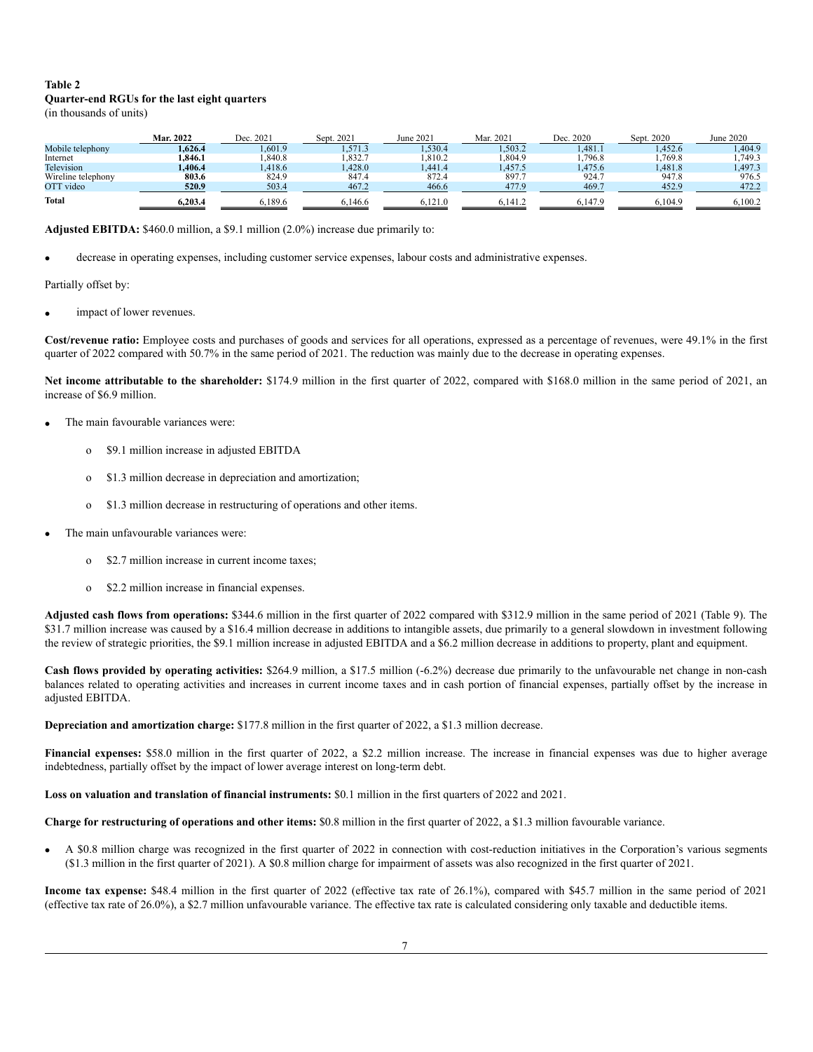**Table 2**
**Quarter-end RGUs for the last eight quarters**
(in thousands of units)

| | **Mar. 2022** | Dec. 2021 | Sept. 2021 | June 2021 | Mar. 2021 | Dec. 2020 | Sept. 2020 | June 2020 |
|---|---|---|---|---|---|---|---|---|
| Mobile telephony | **1,626.4** | 1,601.9 | 1,571.3 | 1,530.4 | 1,503.2 | 1,481.1 | 1,452.6 | 1,404.9 |
| Internet | **1,846.1** | 1,840.8 | 1,832.7 | 1,810.2 | 1,804.9 | 1,796.8 | 1,769.8 | 1,749.3 |
| Television | **1,406.4** | 1,418.6 | 1,428.0 | 1,441.4 | 1,457.5 | 1,475.6 | 1,481.8 | 1,497.3 |
| Wireline telephony | **803.6** | 824.9 | 847.4 | 872.4 | 897.7 | 924.7 | 947.8 | 976.5 |
| OTT video | **520.9** | 503.4 | 467.2 | 466.6 | 477.9 | 469.7 | 452.9 | 472.2 |
| **Total** | **6,203.4** | 6,189.6 | 6,146.6 | 6,121.0 | 6,141.2 | 6,147.9 | 6,104.9 | 6,100.2 |

**Adjusted EBITDA:** $460.0 million, a $9.1 million (2.0%) increase due primarily to:

- decrease in operating expenses, including customer service expenses, labour costs and administrative expenses.

Partially offset by:

- impact of lower revenues.

**Cost/revenue ratio:** Employee costs and purchases of goods and services for all operations, expressed as a percentage of revenues, were 49.1% in the first quarter of 2022 compared with 50.7% in the same period of 2021. The reduction was mainly due to the decrease in operating expenses.

**Net income attributable to the shareholder:** $174.9 million in the first quarter of 2022, compared with $168.0 million in the same period of 2021, an increase of $6.9 million.

- The main favourable variances were:
  - $9.1 million increase in adjusted EBITDA
  - $1.3 million decrease in depreciation and amortization;
  - $1.3 million decrease in restructuring of operations and other items.
- The main unfavourable variances were:
  - $2.7 million increase in current income taxes;
  - $2.2 million increase in financial expenses.

**Adjusted cash flows from operations:** $344.6 million in the first quarter of 2022 compared with $312.9 million in the same period of 2021 (Table 9). The $31.7 million increase was caused by a $16.4 million decrease in additions to intangible assets, due primarily to a general slowdown in investment following the review of strategic priorities, the $9.1 million increase in adjusted EBITDA and a $6.2 million decrease in additions to property, plant and equipment.

**Cash flows provided by operating activities:** $264.9 million, a $17.5 million (-6.2%) decrease due primarily to the unfavourable net change in non-cash balances related to operating activities and increases in current income taxes and in cash portion of financial expenses, partially offset by the increase in adjusted EBITDA.

**Depreciation and amortization charge:** $177.8 million in the first quarter of 2022, a $1.3 million decrease.

**Financial expenses:** $58.0 million in the first quarter of 2022, a $2.2 million increase. The increase in financial expenses was due to higher average indebtedness, partially offset by the impact of lower average interest on long-term debt.

**Loss on valuation and translation of financial instruments:** $0.1 million in the first quarters of 2022 and 2021.

**Charge for restructuring of operations and other items:** $0.8 million in the first quarter of 2022, a $1.3 million favourable variance.

- A $0.8 million charge was recognized in the first quarter of 2022 in connection with cost-reduction initiatives in the Corporation's various segments ($1.3 million in the first quarter of 2021). A $0.8 million charge for impairment of assets was also recognized in the first quarter of 2021.

**Income tax expense:** $48.4 million in the first quarter of 2022 (effective tax rate of 26.1%), compared with $45.7 million in the same period of 2021 (effective tax rate of 26.0%), a $2.7 million unfavourable variance. The effective tax rate is calculated considering only taxable and deductible items.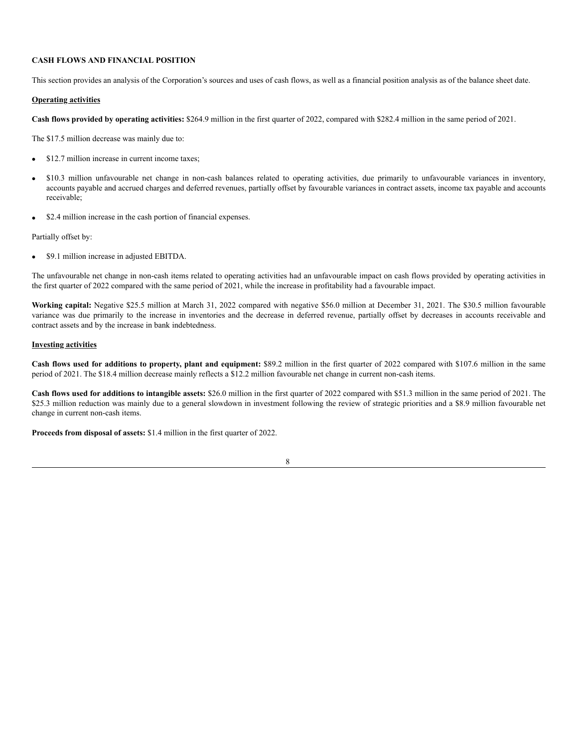## CASH FLOWS AND FINANCIAL POSITION

This section provides an analysis of the Corporation's sources and uses of cash flows, as well as a financial position analysis as of the balance sheet date.

### Operating activities

**Cash flows provided by operating activities:** $264.9 million in the first quarter of 2022, compared with $282.4 million in the same period of 2021.

The $17.5 million decrease was mainly due to:

- $12.7 million increase in current income taxes;
- $10.3 million unfavourable net change in non-cash balances related to operating activities, due primarily to unfavourable variances in inventory, accounts payable and accrued charges and deferred revenues, partially offset by favourable variances in contract assets, income tax payable and accounts receivable;
- $2.4 million increase in the cash portion of financial expenses.

Partially offset by:

- $9.1 million increase in adjusted EBITDA.

The unfavourable net change in non-cash items related to operating activities had an unfavourable impact on cash flows provided by operating activities in the first quarter of 2022 compared with the same period of 2021, while the increase in profitability had a favourable impact.

**Working capital:** Negative $25.5 million at March 31, 2022 compared with negative $56.0 million at December 31, 2021. The $30.5 million favourable variance was due primarily to the increase in inventories and the decrease in deferred revenue, partially offset by decreases in accounts receivable and contract assets and by the increase in bank indebtedness.

### Investing activities

**Cash flows used for additions to property, plant and equipment:** $89.2 million in the first quarter of 2022 compared with $107.6 million in the same period of 2021. The $18.4 million decrease mainly reflects a $12.2 million favourable net change in current non-cash items.

**Cash flows used for additions to intangible assets:** $26.0 million in the first quarter of 2022 compared with $51.3 million in the same period of 2021. The $25.3 million reduction was mainly due to a general slowdown in investment following the review of strategic priorities and a $8.9 million favourable net change in current non-cash items.

**Proceeds from disposal of assets:** $1.4 million in the first quarter of 2022.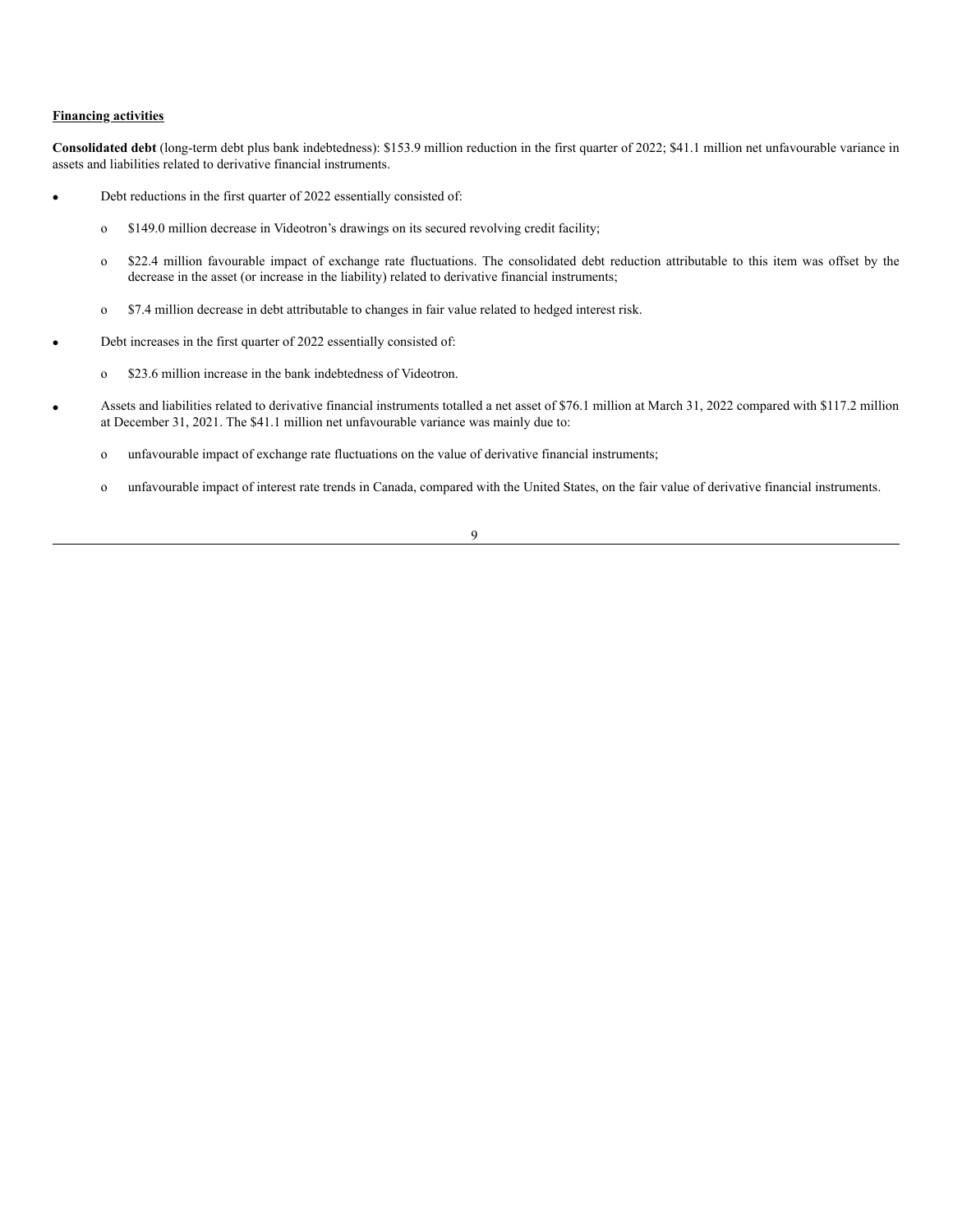**Financing activities**

**Consolidated debt** (long-term debt plus bank indebtedness): $153.9 million reduction in the first quarter of 2022; $41.1 million net unfavourable variance in assets and liabilities related to derivative financial instruments.

- Debt reductions in the first quarter of 2022 essentially consisted of:
  - $149.0 million decrease in Videotron's drawings on its secured revolving credit facility;
  - $22.4 million favourable impact of exchange rate fluctuations. The consolidated debt reduction attributable to this item was offset by the decrease in the asset (or increase in the liability) related to derivative financial instruments;
  - $7.4 million decrease in debt attributable to changes in fair value related to hedged interest risk.
- Debt increases in the first quarter of 2022 essentially consisted of:
  - $23.6 million increase in the bank indebtedness of Videotron.
- Assets and liabilities related to derivative financial instruments totalled a net asset of $76.1 million at March 31, 2022 compared with $117.2 million at December 31, 2021. The $41.1 million net unfavourable variance was mainly due to:
  - unfavourable impact of exchange rate fluctuations on the value of derivative financial instruments;
  - unfavourable impact of interest rate trends in Canada, compared with the United States, on the fair value of derivative financial instruments.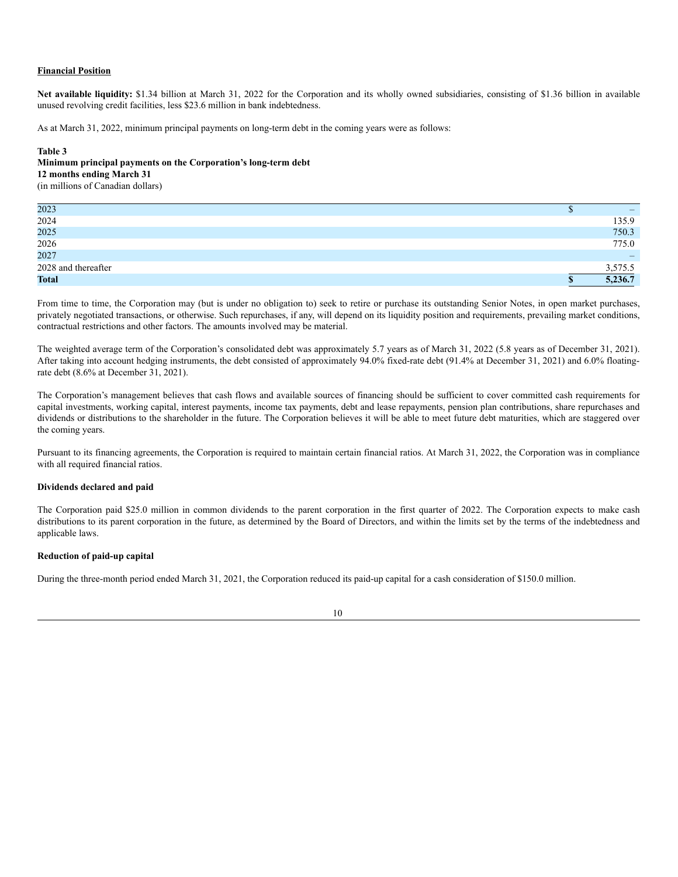## Financial Position

**Net available liquidity:** $1.34 billion at March 31, 2022 for the Corporation and its wholly owned subsidiaries, consisting of $1.36 billion in available unused revolving credit facilities, less $23.6 million in bank indebtedness.

As at March 31, 2022, minimum principal payments on long-term debt in the coming years were as follows:

**Table 3**
**Minimum principal payments on the Corporation's long-term debt**
**12 months ending March 31**
(in millions of Canadian dollars)

| | |
|---|---|
| 2023 | $ – |
| 2024 | 135.9 |
| 2025 | 750.3 |
| 2026 | 775.0 |
| 2027 | – |
| 2028 and thereafter | 3,575.5 |
| **Total** | **$ 5,236.7** |

From time to time, the Corporation may (but is under no obligation to) seek to retire or purchase its outstanding Senior Notes, in open market purchases, privately negotiated transactions, or otherwise. Such repurchases, if any, will depend on its liquidity position and requirements, prevailing market conditions, contractual restrictions and other factors. The amounts involved may be material.

The weighted average term of the Corporation's consolidated debt was approximately 5.7 years as of March 31, 2022 (5.8 years as of December 31, 2021). After taking into account hedging instruments, the debt consisted of approximately 94.0% fixed-rate debt (91.4% at December 31, 2021) and 6.0% floating-rate debt (8.6% at December 31, 2021).

The Corporation's management believes that cash flows and available sources of financing should be sufficient to cover committed cash requirements for capital investments, working capital, interest payments, income tax payments, debt and lease repayments, pension plan contributions, share repurchases and dividends or distributions to the shareholder in the future. The Corporation believes it will be able to meet future debt maturities, which are staggered over the coming years.

Pursuant to its financing agreements, the Corporation is required to maintain certain financial ratios. At March 31, 2022, the Corporation was in compliance with all required financial ratios.

### Dividends declared and paid

The Corporation paid $25.0 million in common dividends to the parent corporation in the first quarter of 2022. The Corporation expects to make cash distributions to its parent corporation in the future, as determined by the Board of Directors, and within the limits set by the terms of the indebtedness and applicable laws.

### Reduction of paid-up capital

During the three-month period ended March 31, 2021, the Corporation reduced its paid-up capital for a cash consideration of $150.0 million.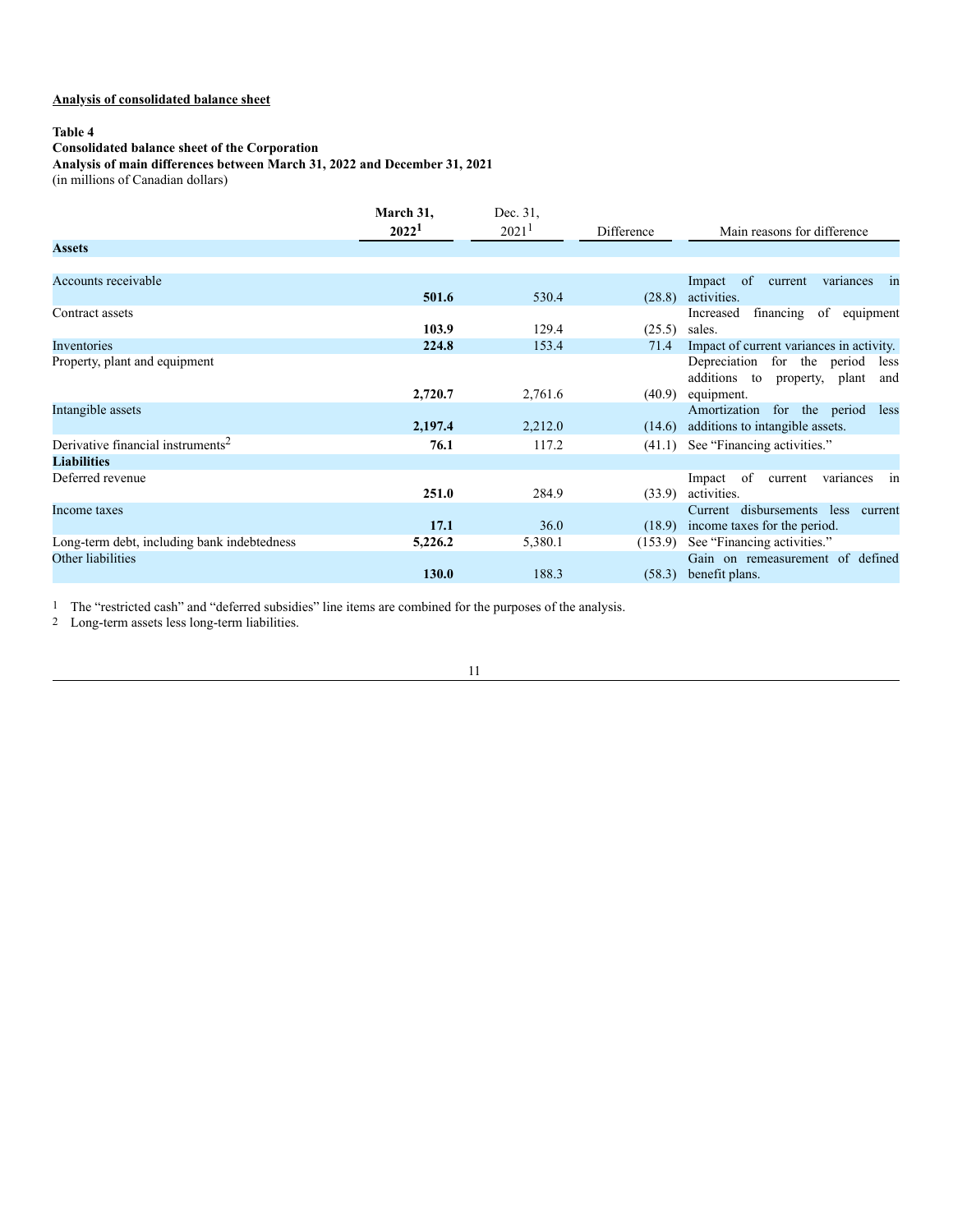**Analysis of consolidated balance sheet**

**Table 4**
**Consolidated balance sheet of the Corporation**
**Analysis of main differences between March 31, 2022 and December 31, 2021**
(in millions of Canadian dollars)

| | March 31, 2022[1] | Dec. 31, 2021[1] | Difference | Main reasons for difference |
|---|---|---|---|---|
| **Assets** | | | | |
| Accounts receivable | **501.6** | 530.4 | (28.8) | Impact of current variances in activities. |
| Contract assets | **103.9** | 129.4 | (25.5) | Increased financing of equipment sales. |
| Inventories | **224.8** | 153.4 | 71.4 | Impact of current variances in activity. |
| Property, plant and equipment | **2,720.7** | 2,761.6 | (40.9) | Depreciation for the period less additions to property, plant and equipment. |
| Intangible assets | **2,197.4** | 2,212.0 | (14.6) | Amortization for the period less additions to intangible assets. |
| Derivative financial instruments[2] | **76.1** | 117.2 | (41.1) | See "Financing activities." |
| **Liabilities** | | | | |
| Deferred revenue | **251.0** | 284.9 | (33.9) | Impact of current variances in activities. |
| Income taxes | **17.1** | 36.0 | (18.9) | Current disbursements less current income taxes for the period. |
| Long-term debt, including bank indebtedness | **5,226.2** | 5,380.1 | (153.9) | See "Financing activities." |
| Other liabilities | **130.0** | 188.3 | (58.3) | Gain on remeasurement of defined benefit plans. |

1 The "restricted cash" and "deferred subsidies" line items are combined for the purposes of the analysis.
2 Long-term assets less long-term liabilities.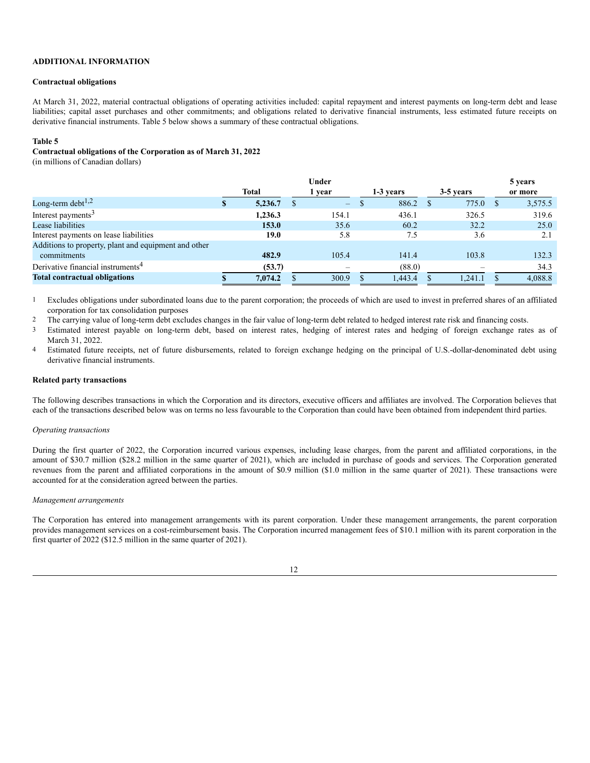## ADDITIONAL INFORMATION

### Contractual obligations

At March 31, 2022, material contractual obligations of operating activities included: capital repayment and interest payments on long-term debt and lease liabilities; capital asset purchases and other commitments; and obligations related to derivative financial instruments, less estimated future receipts on derivative financial instruments. Table 5 below shows a summary of these contractual obligations.

**Table 5**
**Contractual obligations of the Corporation as of March 31, 2022**
(in millions of Canadian dollars)

| | Total | Under 1 year | 1-3 years | 3-5 years | 5 years or more |
|---|---|---|---|---|---|
| Long-term debt[1,2] | **$ 5,236.7** | $ – | $ 886.2 | $ 775.0 | $ 3,575.5 |
| Interest payments[3] | **1,236.3** | 154.1 | 436.1 | 326.5 | 319.6 |
| Lease liabilities | **153.0** | 35.6 | 60.2 | 32.2 | 25.0 |
| Interest payments on lease liabilities | **19.0** | 5.8 | 7.5 | 3.6 | 2.1 |
| Additions to property, plant and equipment and other commitments | **482.9** | 105.4 | 141.4 | 103.8 | 132.3 |
| Derivative financial instruments[4] | **(53.7)** | – | (88.0) | – | 34.3 |
| **Total contractual obligations** | **$ 7,074.2** | $ 300.9 | $ 1,443.4 | $ 1,241.1 | $ 4,088.8 |

1 Excludes obligations under subordinated loans due to the parent corporation; the proceeds of which are used to invest in preferred shares of an affiliated corporation for tax consolidation purposes

2 The carrying value of long-term debt excludes changes in the fair value of long-term debt related to hedged interest rate risk and financing costs.

3 Estimated interest payable on long-term debt, based on interest rates, hedging of interest rates and hedging of foreign exchange rates as of March 31, 2022.

4 Estimated future receipts, net of future disbursements, related to foreign exchange hedging on the principal of U.S.-dollar-denominated debt using derivative financial instruments.

### Related party transactions

The following describes transactions in which the Corporation and its directors, executive officers and affiliates are involved. The Corporation believes that each of the transactions described below was on terms no less favourable to the Corporation than could have been obtained from independent third parties.

*Operating transactions*

During the first quarter of 2022, the Corporation incurred various expenses, including lease charges, from the parent and affiliated corporations, in the amount of $30.7 million ($28.2 million in the same quarter of 2021), which are included in purchase of goods and services. The Corporation generated revenues from the parent and affiliated corporations in the amount of $0.9 million ($1.0 million in the same quarter of 2021). These transactions were accounted for at the consideration agreed between the parties.

*Management arrangements*

The Corporation has entered into management arrangements with its parent corporation. Under these management arrangements, the parent corporation provides management services on a cost-reimbursement basis. The Corporation incurred management fees of $10.1 million with its parent corporation in the first quarter of 2022 ($12.5 million in the same quarter of 2021).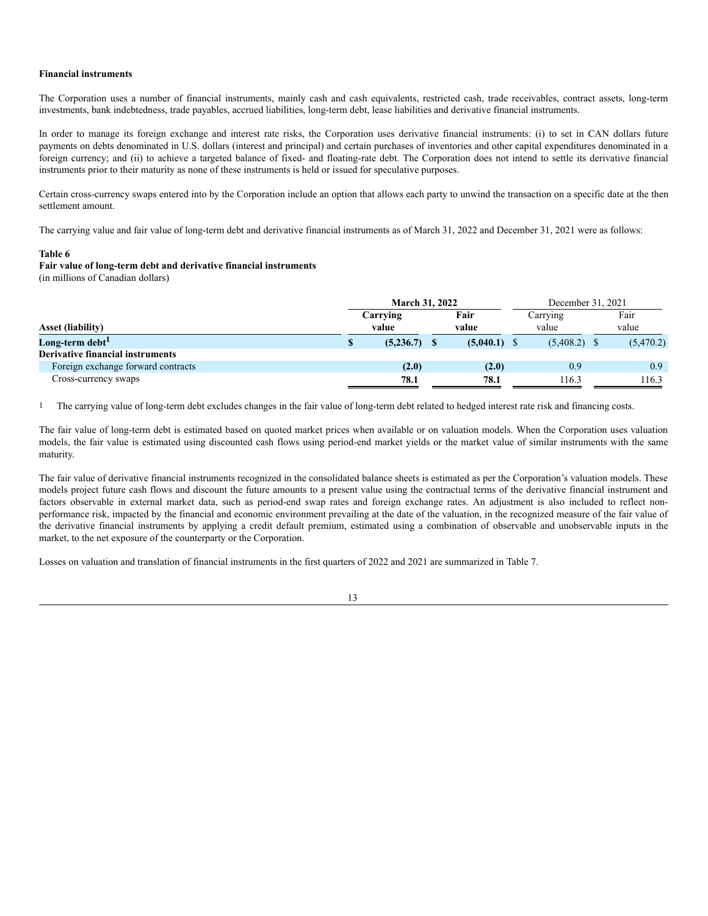**Financial instruments**

The Corporation uses a number of financial instruments, mainly cash and cash equivalents, restricted cash, trade receivables, contract assets, long-term investments, bank indebtedness, trade payables, accrued liabilities, long-term debt, lease liabilities and derivative financial instruments.

In order to manage its foreign exchange and interest rate risks, the Corporation uses derivative financial instruments: (i) to set in CAN dollars future payments on debts denominated in U.S. dollars (interest and principal) and certain purchases of inventories and other capital expenditures denominated in a foreign currency; and (ii) to achieve a targeted balance of fixed- and floating-rate debt. The Corporation does not intend to settle its derivative financial instruments prior to their maturity as none of these instruments is held or issued for speculative purposes.

Certain cross-currency swaps entered into by the Corporation include an option that allows each party to unwind the transaction on a specific date at the then settlement amount.

The carrying value and fair value of long-term debt and derivative financial instruments as of March 31, 2022 and December 31, 2021 were as follows:

**Table 6**
**Fair value of long-term debt and derivative financial instruments**
(in millions of Canadian dollars)

| Asset (liability) | **March 31, 2022** | | December 31, 2021 | |
|---|---|---|---|---|
| | **Carrying value** | **Fair value** | Carrying value | Fair value |
| **Long-term debt[1]** | **$ (5,236.7)** | **$ (5,040.1)** | $ (5,408.2) | $ (5,470.2) |
| **Derivative financial instruments** | | | | |
| Foreign exchange forward contracts | **(2.0)** | **(2.0)** | 0.9 | 0.9 |
| Cross-currency swaps | **78.1** | **78.1** | 116.3 | 116.3 |

1 The carrying value of long-term debt excludes changes in the fair value of long-term debt related to hedged interest rate risk and financing costs.

The fair value of long-term debt is estimated based on quoted market prices when available or on valuation models. When the Corporation uses valuation models, the fair value is estimated using discounted cash flows using period-end market yields or the market value of similar instruments with the same maturity.

The fair value of derivative financial instruments recognized in the consolidated balance sheets is estimated as per the Corporation's valuation models. These models project future cash flows and discount the future amounts to a present value using the contractual terms of the derivative financial instrument and factors observable in external market data, such as period-end swap rates and foreign exchange rates. An adjustment is also included to reflect non-performance risk, impacted by the financial and economic environment prevailing at the date of the valuation, in the recognized measure of the fair value of the derivative financial instruments by applying a credit default premium, estimated using a combination of observable and unobservable inputs in the market, to the net exposure of the counterparty or the Corporation.

Losses on valuation and translation of financial instruments in the first quarters of 2022 and 2021 are summarized in Table 7.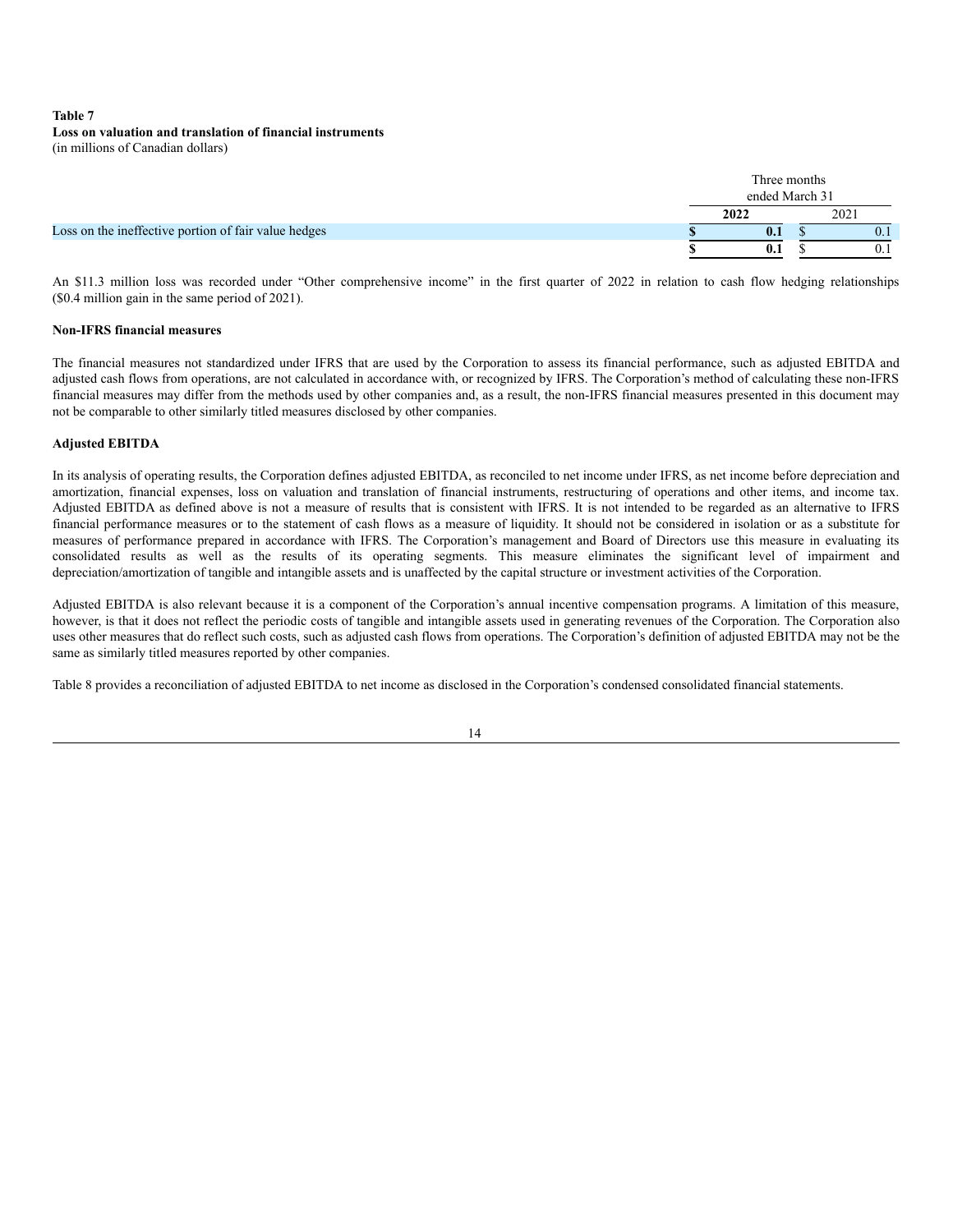**Table 7**
**Loss on valuation and translation of financial instruments**
(in millions of Canadian dollars)

| | Three months ended March 31 | |
|---|---|---|
| | **2022** | 2021 |
| Loss on the ineffective portion of fair value hedges | **$ 0.1** | $ 0.1 |
| | **$ 0.1** | $ 0.1 |

An $11.3 million loss was recorded under "Other comprehensive income" in the first quarter of 2022 in relation to cash flow hedging relationships ($0.4 million gain in the same period of 2021).

**Non-IFRS financial measures**

The financial measures not standardized under IFRS that are used by the Corporation to assess its financial performance, such as adjusted EBITDA and adjusted cash flows from operations, are not calculated in accordance with, or recognized by IFRS. The Corporation's method of calculating these non-IFRS financial measures may differ from the methods used by other companies and, as a result, the non-IFRS financial measures presented in this document may not be comparable to other similarly titled measures disclosed by other companies.

**Adjusted EBITDA**

In its analysis of operating results, the Corporation defines adjusted EBITDA, as reconciled to net income under IFRS, as net income before depreciation and amortization, financial expenses, loss on valuation and translation of financial instruments, restructuring of operations and other items, and income tax. Adjusted EBITDA as defined above is not a measure of results that is consistent with IFRS. It is not intended to be regarded as an alternative to IFRS financial performance measures or to the statement of cash flows as a measure of liquidity. It should not be considered in isolation or as a substitute for measures of performance prepared in accordance with IFRS. The Corporation's management and Board of Directors use this measure in evaluating its consolidated results as well as the results of its operating segments. This measure eliminates the significant level of impairment and depreciation/amortization of tangible and intangible assets and is unaffected by the capital structure or investment activities of the Corporation.

Adjusted EBITDA is also relevant because it is a component of the Corporation's annual incentive compensation programs. A limitation of this measure, however, is that it does not reflect the periodic costs of tangible and intangible assets used in generating revenues of the Corporation. The Corporation also uses other measures that do reflect such costs, such as adjusted cash flows from operations. The Corporation's definition of adjusted EBITDA may not be the same as similarly titled measures reported by other companies.

Table 8 provides a reconciliation of adjusted EBITDA to net income as disclosed in the Corporation's condensed consolidated financial statements.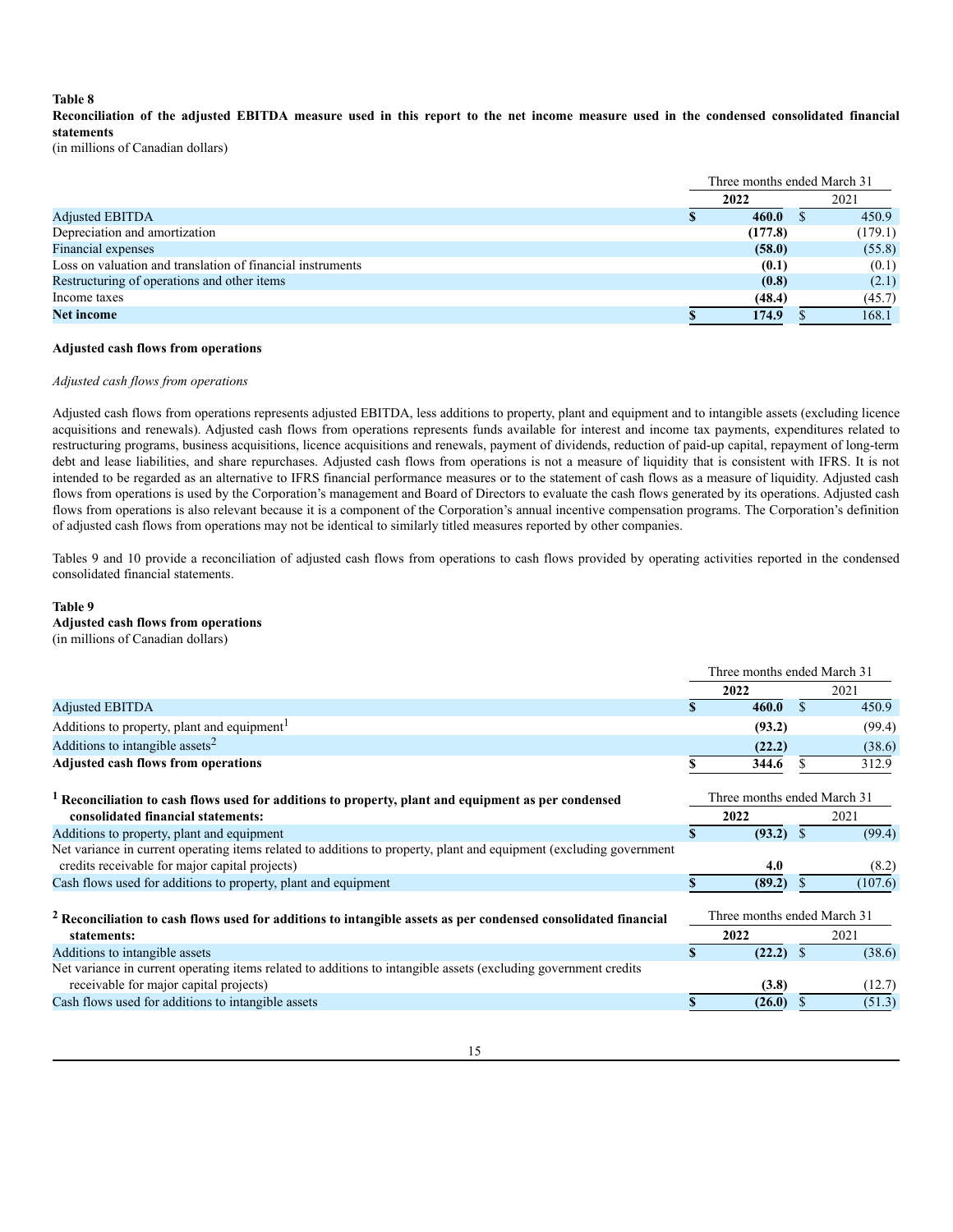**Table 8**

**Reconciliation of the adjusted EBITDA measure used in this report to the net income measure used in the condensed consolidated financial statements**

(in millions of Canadian dollars)

| | Three months ended March 31 | |
|---|---|---|
| | **2022** | 2021 |
| Adjusted EBITDA | **$ 460.0** | $ 450.9 |
| Depreciation and amortization | **(177.8)** | (179.1) |
| Financial expenses | **(58.0)** | (55.8) |
| Loss on valuation and translation of financial instruments | **(0.1)** | (0.1) |
| Restructuring of operations and other items | **(0.8)** | (2.1) |
| Income taxes | **(48.4)** | (45.7) |
| **Net income** | **$ 174.9** | $ 168.1 |

**Adjusted cash flows from operations**

*Adjusted cash flows from operations*

Adjusted cash flows from operations represents adjusted EBITDA, less additions to property, plant and equipment and to intangible assets (excluding licence acquisitions and renewals). Adjusted cash flows from operations represents funds available for interest and income tax payments, expenditures related to restructuring programs, business acquisitions, licence acquisitions and renewals, payment of dividends, reduction of paid-up capital, repayment of long-term debt and lease liabilities, and share repurchases. Adjusted cash flows from operations is not a measure of liquidity that is consistent with IFRS. It is not intended to be regarded as an alternative to IFRS financial performance measures or to the statement of cash flows as a measure of liquidity. Adjusted cash flows from operations is used by the Corporation's management and Board of Directors to evaluate the cash flows generated by its operations. Adjusted cash flows from operations is also relevant because it is a component of the Corporation's annual incentive compensation programs. The Corporation's definition of adjusted cash flows from operations may not be identical to similarly titled measures reported by other companies.

Tables 9 and 10 provide a reconciliation of adjusted cash flows from operations to cash flows provided by operating activities reported in the condensed consolidated financial statements.

**Table 9**

**Adjusted cash flows from operations**

(in millions of Canadian dollars)

| | Three months ended March 31 | |
|---|---|---|
| | **2022** | 2021 |
| Adjusted EBITDA | **$ 460.0** | $ 450.9 |
| Additions to property, plant and equipment[1] | **(93.2)** | (99.4) |
| Additions to intangible assets[2] | **(22.2)** | (38.6) |
| **Adjusted cash flows from operations** | **$ 344.6** | $ 312.9 |

| [1] **Reconciliation to cash flows used for additions to property, plant and equipment as per condensed consolidated financial statements:** | Three months ended March 31 | |
|---|---|---|
| | **2022** | 2021 |
| Additions to property, plant and equipment | **$ (93.2)** | $ (99.4) |
| Net variance in current operating items related to additions to property, plant and equipment (excluding government credits receivable for major capital projects) | **4.0** | (8.2) |
| Cash flows used for additions to property, plant and equipment | **$ (89.2)** | $ (107.6) |

| [2] **Reconciliation to cash flows used for additions to intangible assets as per condensed consolidated financial statements:** | Three months ended March 31 | |
|---|---|---|
| | **2022** | 2021 |
| Additions to intangible assets | **$ (22.2)** | $ (38.6) |
| Net variance in current operating items related to additions to intangible assets (excluding government credits receivable for major capital projects) | **(3.8)** | (12.7) |
| Cash flows used for additions to intangible assets | **$ (26.0)** | $ (51.3) |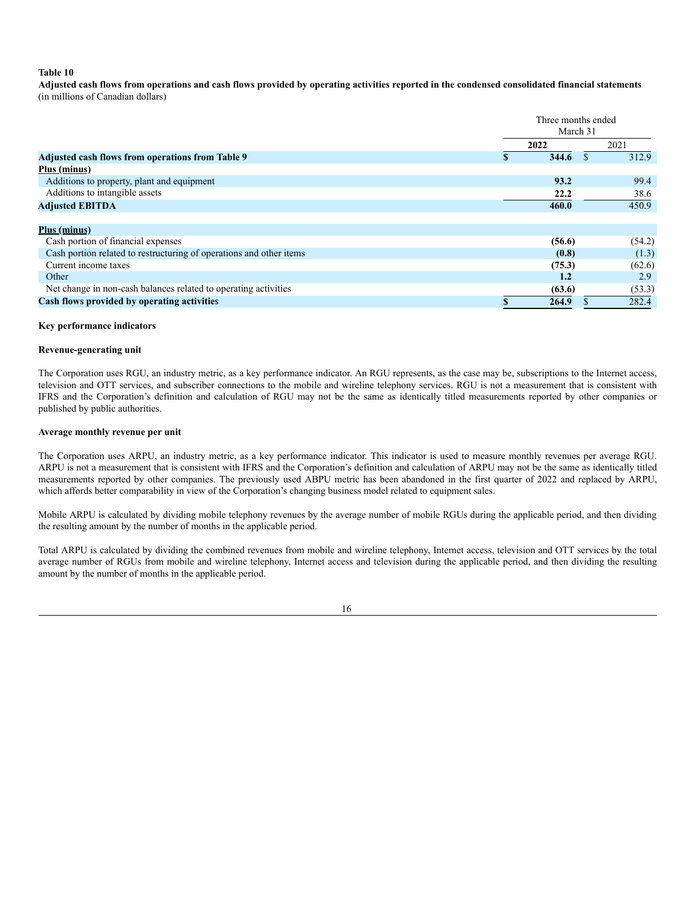**Table 10**

**Adjusted cash flows from operations and cash flows provided by operating activities reported in the condensed consolidated financial statements**
(in millions of Canadian dollars)

| | Three months ended March 31 | |
|---|---|---|
| | **2022** | 2021 |
| **Adjusted cash flows from operations from Table 9** | **$ 344.6** | $ 312.9 |
| **Plus (minus)** | | |
| Additions to property, plant and equipment | **93.2** | 99.4 |
| Additions to intangible assets | **22.2** | 38.6 |
| **Adjusted EBITDA** | **460.0** | 450.9 |
| | | |
| **Plus (minus)** | | |
| Cash portion of financial expenses | **(56.6)** | (54.2) |
| Cash portion related to restructuring of operations and other items | **(0.8)** | (1.3) |
| Current income taxes | **(75.3)** | (62.6) |
| Other | **1.2** | 2.9 |
| Net change in non-cash balances related to operating activities | **(63.6)** | (53.3) |
| **Cash flows provided by operating activities** | **$ 264.9** | $ 282.4 |

**Key performance indicators**

**Revenue-generating unit**

The Corporation uses RGU, an industry metric, as a key performance indicator. An RGU represents, as the case may be, subscriptions to the Internet access, television and OTT services, and subscriber connections to the mobile and wireline telephony services. RGU is not a measurement that is consistent with IFRS and the Corporation's definition and calculation of RGU may not be the same as identically titled measurements reported by other companies or published by public authorities.

**Average monthly revenue per unit**

The Corporation uses ARPU, an industry metric, as a key performance indicator. This indicator is used to measure monthly revenues per average RGU. ARPU is not a measurement that is consistent with IFRS and the Corporation's definition and calculation of ARPU may not be the same as identically titled measurements reported by other companies. The previously used ABPU metric has been abandoned in the first quarter of 2022 and replaced by ARPU, which affords better comparability in view of the Corporation's changing business model related to equipment sales.

Mobile ARPU is calculated by dividing mobile telephony revenues by the average number of mobile RGUs during the applicable period, and then dividing the resulting amount by the number of months in the applicable period.

Total ARPU is calculated by dividing the combined revenues from mobile and wireline telephony, Internet access, television and OTT services by the total average number of RGUs from mobile and wireline telephony, Internet access and television during the applicable period, and then dividing the resulting amount by the number of months in the applicable period.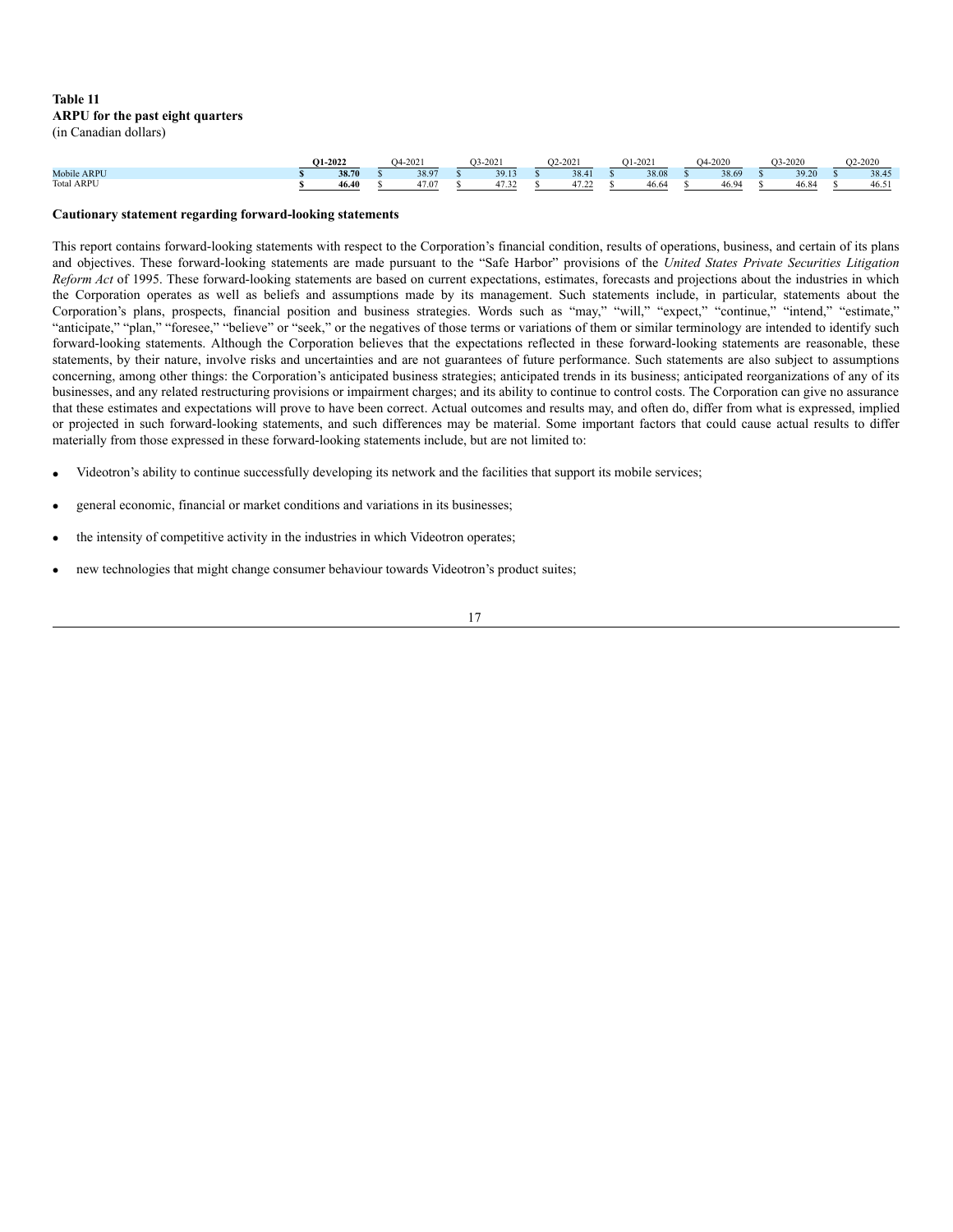**Table 11**
**ARPU for the past eight quarters**
(in Canadian dollars)

| | **Q1-2022** | Q4-2021 | Q3-2021 | Q2-2021 | Q1-2021 | Q4-2020 | Q3-2020 | Q2-2020 |
|---|---|---|---|---|---|---|---|---|
| Mobile ARPU | **$ 38.70** | $ 38.97 | $ 39.13 | $ 38.41 | $ 38.08 | $ 38.69 | $ 39.20 | $ 38.45 |
| Total ARPU | **$ 46.40** | $ 47.07 | $ 47.32 | $ 47.22 | $ 46.64 | $ 46.94 | $ 46.84 | $ 46.51 |

**Cautionary statement regarding forward-looking statements**

This report contains forward-looking statements with respect to the Corporation's financial condition, results of operations, business, and certain of its plans and objectives. These forward-looking statements are made pursuant to the "Safe Harbor" provisions of the *United States Private Securities Litigation Reform Act* of 1995. These forward-looking statements are based on current expectations, estimates, forecasts and projections about the industries in which the Corporation operates as well as beliefs and assumptions made by its management. Such statements include, in particular, statements about the Corporation's plans, prospects, financial position and business strategies. Words such as "may," "will," "expect," "continue," "intend," "estimate," "anticipate," "plan," "foresee," "believe" or "seek," or the negatives of those terms or variations of them or similar terminology are intended to identify such forward-looking statements. Although the Corporation believes that the expectations reflected in these forward-looking statements are reasonable, these statements, by their nature, involve risks and uncertainties and are not guarantees of future performance. Such statements are also subject to assumptions concerning, among other things: the Corporation's anticipated business strategies; anticipated trends in its business; anticipated reorganizations of any of its businesses, and any related restructuring provisions or impairment charges; and its ability to continue to control costs. The Corporation can give no assurance that these estimates and expectations will prove to have been correct. Actual outcomes and results may, and often do, differ from what is expressed, implied or projected in such forward-looking statements, and such differences may be material. Some important factors that could cause actual results to differ materially from those expressed in these forward-looking statements include, but are not limited to:

- Videotron's ability to continue successfully developing its network and the facilities that support its mobile services;
- general economic, financial or market conditions and variations in its businesses;
- the intensity of competitive activity in the industries in which Videotron operates;
- new technologies that might change consumer behaviour towards Videotron's product suites;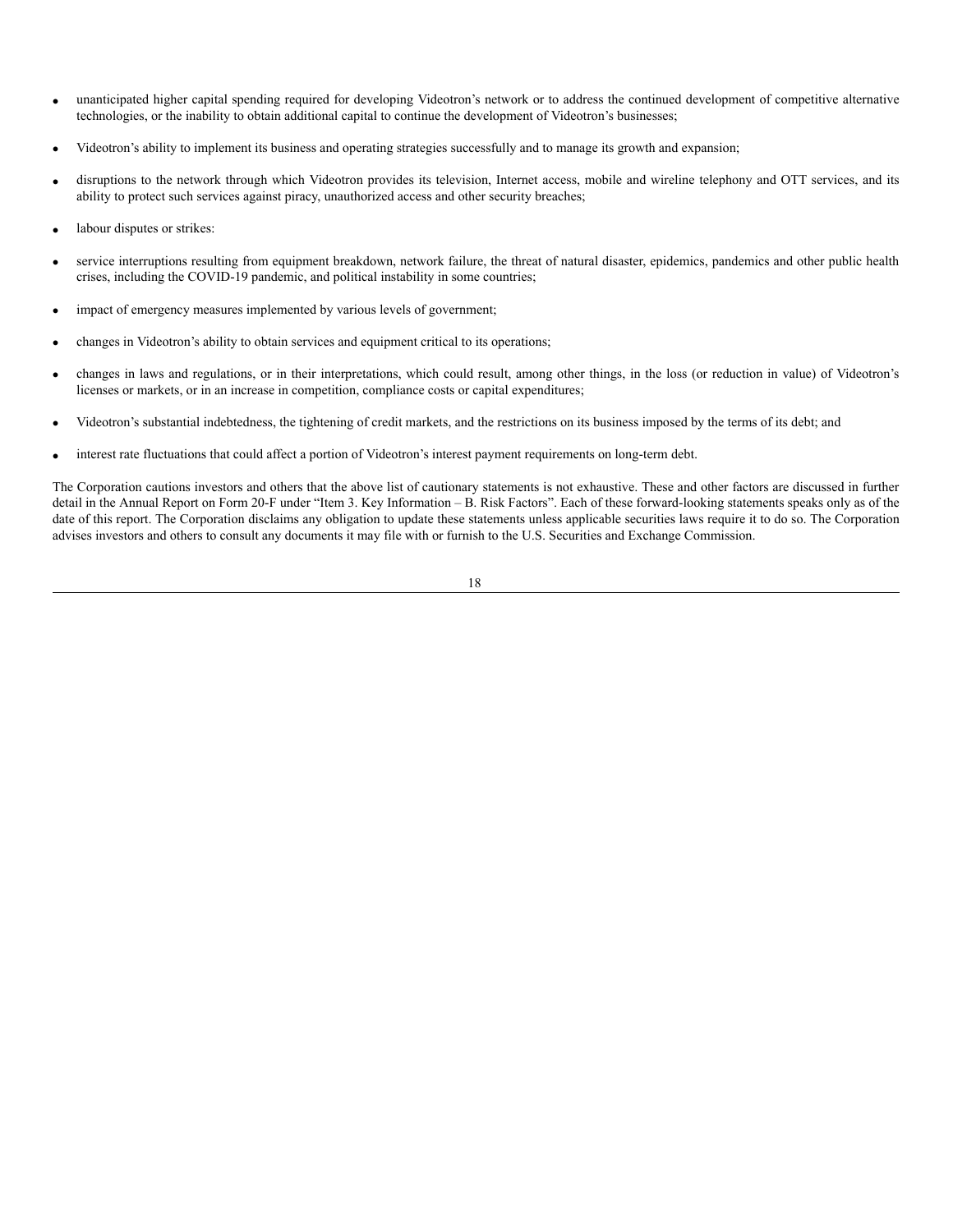- unanticipated higher capital spending required for developing Videotron's network or to address the continued development of competitive alternative technologies, or the inability to obtain additional capital to continue the development of Videotron's businesses;
- Videotron's ability to implement its business and operating strategies successfully and to manage its growth and expansion;
- disruptions to the network through which Videotron provides its television, Internet access, mobile and wireline telephony and OTT services, and its ability to protect such services against piracy, unauthorized access and other security breaches;
- labour disputes or strikes:
- service interruptions resulting from equipment breakdown, network failure, the threat of natural disaster, epidemics, pandemics and other public health crises, including the COVID-19 pandemic, and political instability in some countries;
- impact of emergency measures implemented by various levels of government;
- changes in Videotron's ability to obtain services and equipment critical to its operations;
- changes in laws and regulations, or in their interpretations, which could result, among other things, in the loss (or reduction in value) of Videotron's licenses or markets, or in an increase in competition, compliance costs or capital expenditures;
- Videotron's substantial indebtedness, the tightening of credit markets, and the restrictions on its business imposed by the terms of its debt; and
- interest rate fluctuations that could affect a portion of Videotron's interest payment requirements on long-term debt.

The Corporation cautions investors and others that the above list of cautionary statements is not exhaustive. These and other factors are discussed in further detail in the Annual Report on Form 20-F under "Item 3. Key Information – B. Risk Factors". Each of these forward-looking statements speaks only as of the date of this report. The Corporation disclaims any obligation to update these statements unless applicable securities laws require it to do so. The Corporation advises investors and others to consult any documents it may file with or furnish to the U.S. Securities and Exchange Commission.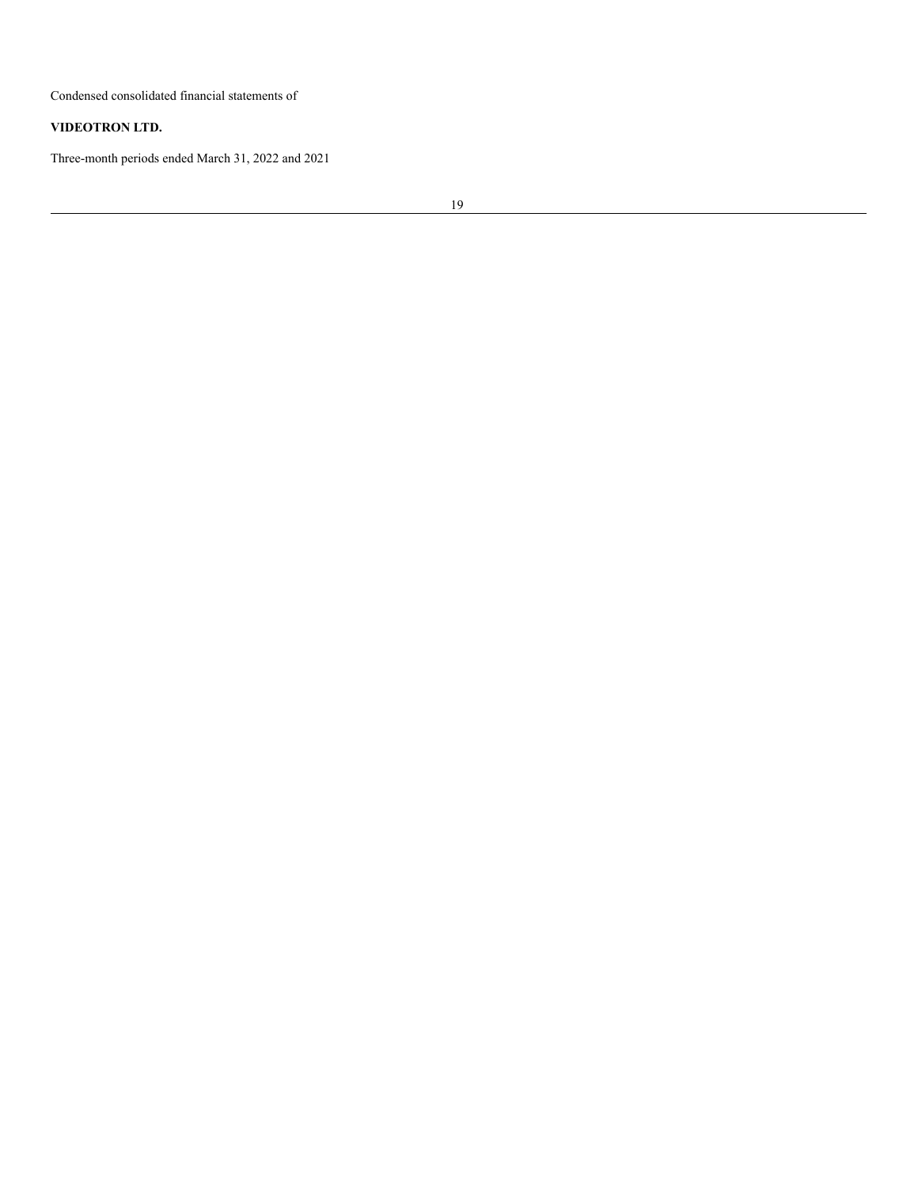Condensed consolidated financial statements of

**VIDEOTRON LTD.**

Three-month periods ended March 31, 2022 and 2021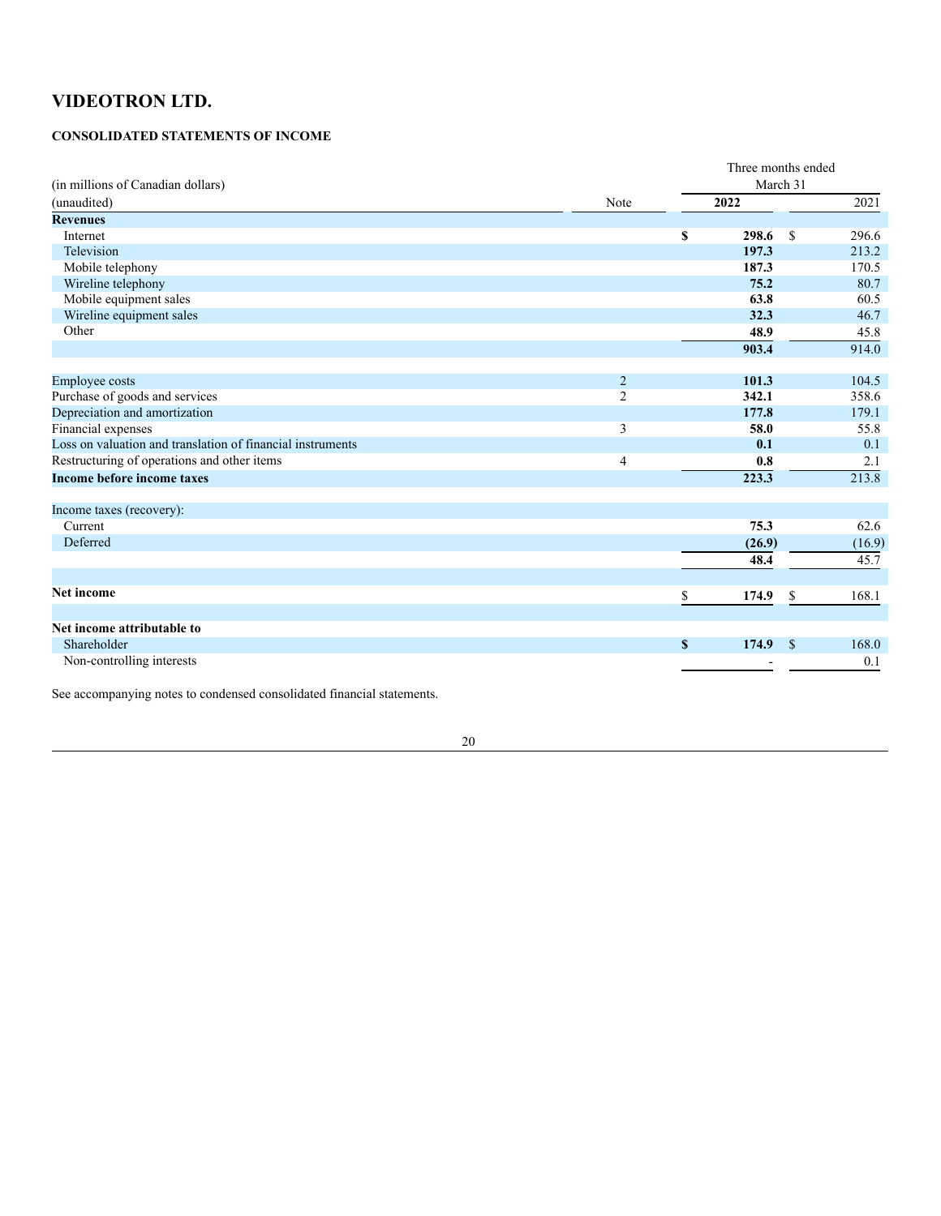# VIDEOTRON LTD.

## CONSOLIDATED STATEMENTS OF INCOME

| (in millions of Canadian dollars)<br>(unaudited) | Note | Three months ended March 31<br>2022 | 2021 |
|---|---|---|---|
| **Revenues** | | | |
| Internet | | **$ 298.6** | $ 296.6 |
| Television | | **197.3** | 213.2 |
| Mobile telephony | | **187.3** | 170.5 |
| Wireline telephony | | **75.2** | 80.7 |
| Mobile equipment sales | | **63.8** | 60.5 |
| Wireline equipment sales | | **32.3** | 46.7 |
| Other | | **48.9** | 45.8 |
| | | **903.4** | 914.0 |
| | | | |
| Employee costs | 2 | **101.3** | 104.5 |
| Purchase of goods and services | 2 | **342.1** | 358.6 |
| Depreciation and amortization | | **177.8** | 179.1 |
| Financial expenses | 3 | **58.0** | 55.8 |
| Loss on valuation and translation of financial instruments | | **0.1** | 0.1 |
| Restructuring of operations and other items | 4 | **0.8** | 2.1 |
| **Income before income taxes** | | **223.3** | 213.8 |
| | | | |
| Income taxes (recovery): | | | |
| Current | | **75.3** | 62.6 |
| Deferred | | **(26.9)** | (16.9) |
| | | **48.4** | 45.7 |
| | | | |
| **Net income** | | $ **174.9** | $ 168.1 |
| | | | |
| **Net income attributable to** | | | |
| Shareholder | | **$ 174.9** | $ 168.0 |
| Non-controlling interests | | - | 0.1 |

See accompanying notes to condensed consolidated financial statements.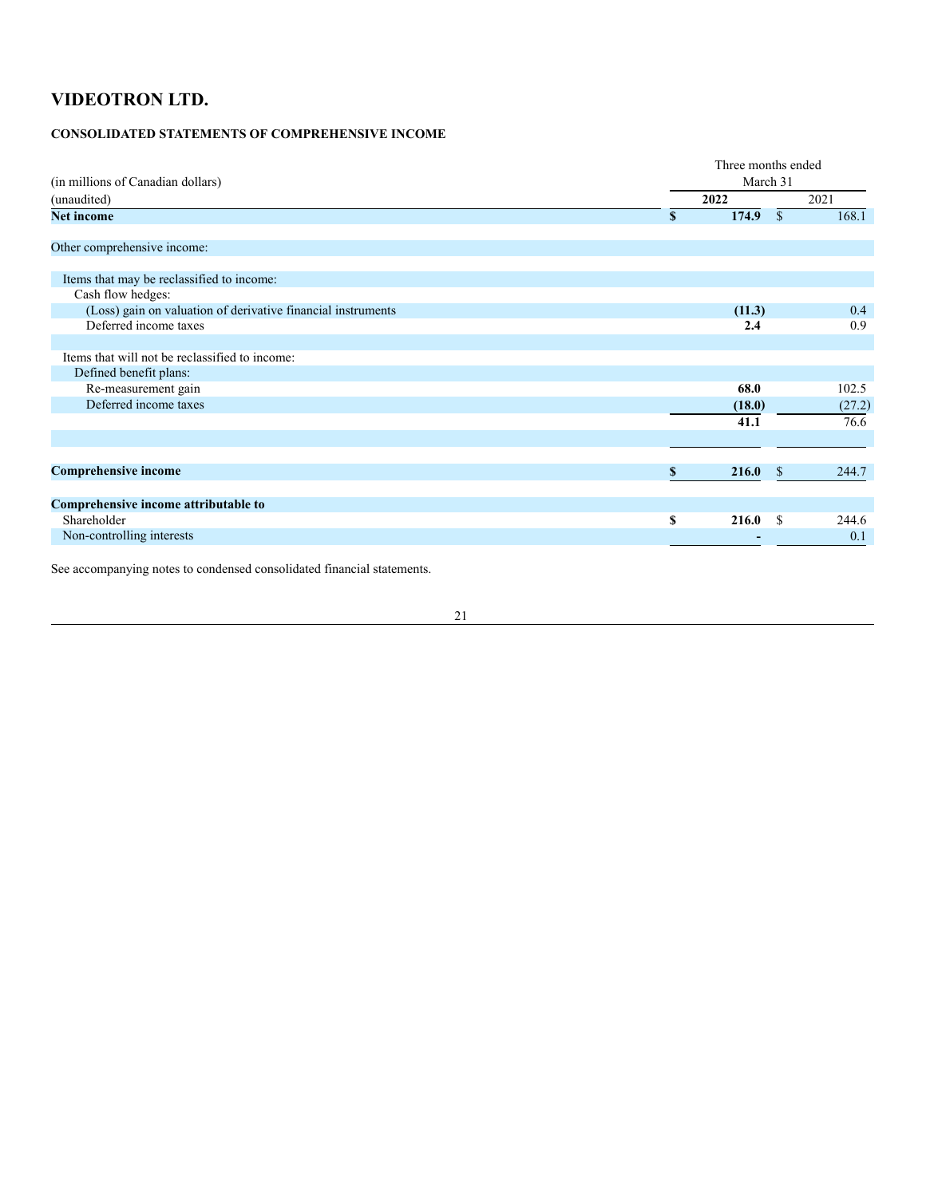# VIDEOTRON LTD.

## CONSOLIDATED STATEMENTS OF COMPREHENSIVE INCOME

| (in millions of Canadian dollars) (unaudited) | Three months ended March 31 2022 | 2021 |
|---|---|---|
| **Net income** | **$ 174.9** | $ 168.1 |
| Other comprehensive income: | | |
| Items that may be reclassified to income: | | |
| Cash flow hedges: | | |
| (Loss) gain on valuation of derivative financial instruments | **(11.3)** | 0.4 |
| Deferred income taxes | **2.4** | 0.9 |
| Items that will not be reclassified to income: | | |
| Defined benefit plans: | | |
| Re-measurement gain | **68.0** | 102.5 |
| Deferred income taxes | **(18.0)** | (27.2) |
| | **41.1** | 76.6 |
| **Comprehensive income** | **$ 216.0** | $ 244.7 |
| **Comprehensive income attributable to** | | |
| Shareholder | **$ 216.0** | $ 244.6 |
| Non-controlling interests | **-** | 0.1 |

See accompanying notes to condensed consolidated financial statements.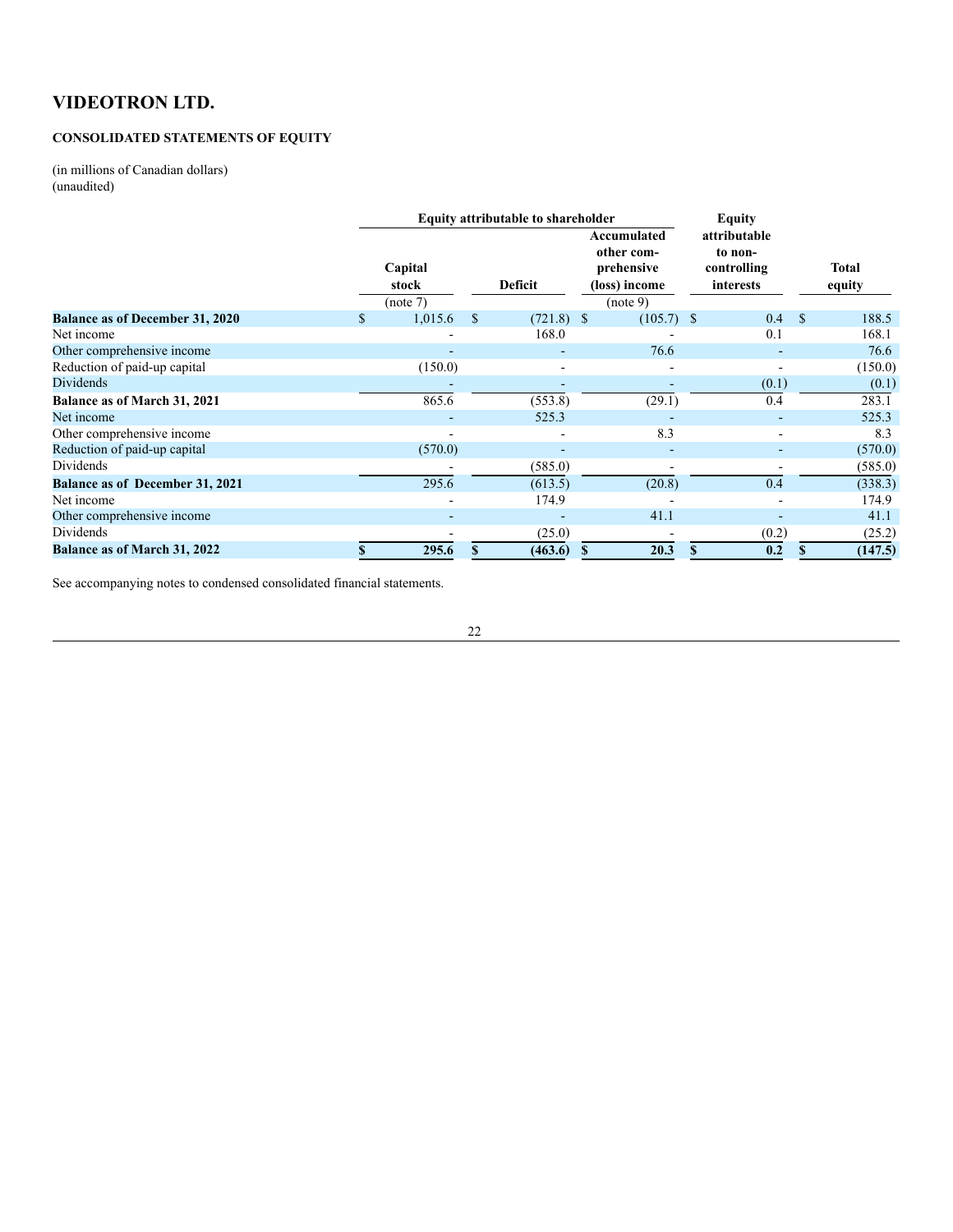# VIDEOTRON LTD.

**CONSOLIDATED STATEMENTS OF EQUITY**

(in millions of Canadian dollars)
(unaudited)

| | Equity attributable to shareholder | | | Equity attributable to non-controlling interests | Total equity |
|---|---|---|---|---|---|
| | Capital stock (note 7) | Deficit | Accumulated other comprehensive (loss) income (note 9) | | |
| **Balance as of December 31, 2020** | $ 1,015.6 | $ (721.8) | $ (105.7) | $ 0.4 | $ 188.5 |
| Net income | - | 168.0 | - | 0.1 | 168.1 |
| Other comprehensive income | - | - | 76.6 | - | 76.6 |
| Reduction of paid-up capital | (150.0) | - | - | - | (150.0) |
| Dividends | - | - | - | (0.1) | (0.1) |
| **Balance as of March 31, 2021** | 865.6 | (553.8) | (29.1) | 0.4 | 283.1 |
| Net income | - | 525.3 | - | - | 525.3 |
| Other comprehensive income | - | - | 8.3 | - | 8.3 |
| Reduction of paid-up capital | (570.0) | - | - | - | (570.0) |
| Dividends | - | (585.0) | - | - | (585.0) |
| **Balance as of December 31, 2021** | 295.6 | (613.5) | (20.8) | 0.4 | (338.3) |
| Net income | - | 174.9 | - | - | 174.9 |
| Other comprehensive income | - | - | 41.1 | - | 41.1 |
| Dividends | - | (25.0) | - | (0.2) | (25.2) |
| **Balance as of March 31, 2022** | **$ 295.6** | **$ (463.6)** | **$ 20.3** | **$ 0.2** | **$ (147.5)** |

See accompanying notes to condensed consolidated financial statements.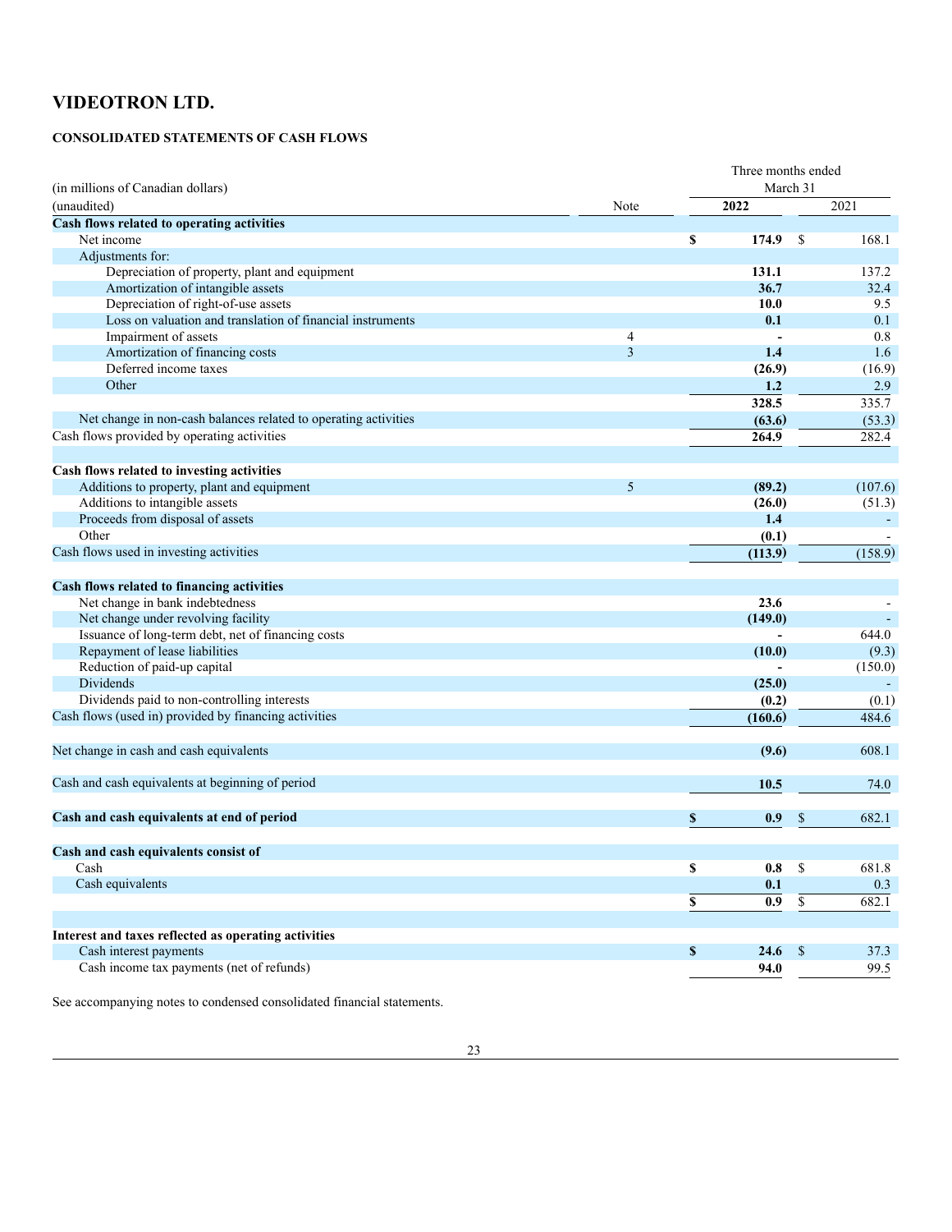# VIDEOTRON LTD.

### CONSOLIDATED STATEMENTS OF CASH FLOWS

| (in millions of Canadian dollars)<br>(unaudited) | Note | Three months ended March 31<br>2022 | 2021 |
|---|---|---|---|
| **Cash flows related to operating activities** | | | |
| Net income | | **$ 174.9** | $ 168.1 |
| Adjustments for: | | | |
| Depreciation of property, plant and equipment | | **131.1** | 137.2 |
| Amortization of intangible assets | | **36.7** | 32.4 |
| Depreciation of right-of-use assets | | **10.0** | 9.5 |
| Loss on valuation and translation of financial instruments | | **0.1** | 0.1 |
| Impairment of assets | 4 | **-** | 0.8 |
| Amortization of financing costs | 3 | **1.4** | 1.6 |
| Deferred income taxes | | **(26.9)** | (16.9) |
| Other | | **1.2** | 2.9 |
| | | **328.5** | 335.7 |
| Net change in non-cash balances related to operating activities | | **(63.6)** | (53.3) |
| Cash flows provided by operating activities | | **264.9** | 282.4 |
| | | | |
| **Cash flows related to investing activities** | | | |
| Additions to property, plant and equipment | 5 | **(89.2)** | (107.6) |
| Additions to intangible assets | | **(26.0)** | (51.3) |
| Proceeds from disposal of assets | | **1.4** | - |
| Other | | **(0.1)** | - |
| Cash flows used in investing activities | | **(113.9)** | (158.9) |
| | | | |
| **Cash flows related to financing activities** | | | |
| Net change in bank indebtedness | | **23.6** | - |
| Net change under revolving facility | | **(149.0)** | - |
| Issuance of long-term debt, net of financing costs | | **-** | 644.0 |
| Repayment of lease liabilities | | **(10.0)** | (9.3) |
| Reduction of paid-up capital | | **-** | (150.0) |
| Dividends | | **(25.0)** | - |
| Dividends paid to non-controlling interests | | **(0.2)** | (0.1) |
| Cash flows (used in) provided by financing activities | | **(160.6)** | 484.6 |
| | | | |
| Net change in cash and cash equivalents | | **(9.6)** | 608.1 |
| | | | |
| Cash and cash equivalents at beginning of period | | **10.5** | 74.0 |
| | | | |
| **Cash and cash equivalents at end of period** | | **$ 0.9** | $ 682.1 |
| | | | |
| **Cash and cash equivalents consist of** | | | |
| Cash | | **$ 0.8** | $ 681.8 |
| Cash equivalents | | **0.1** | 0.3 |
| | | **$ 0.9** | $ 682.1 |
| | | | |
| **Interest and taxes reflected as operating activities** | | | |
| Cash interest payments | | **$ 24.6** | $ 37.3 |
| Cash income tax payments (net of refunds) | | **94.0** | 99.5 |

See accompanying notes to condensed consolidated financial statements.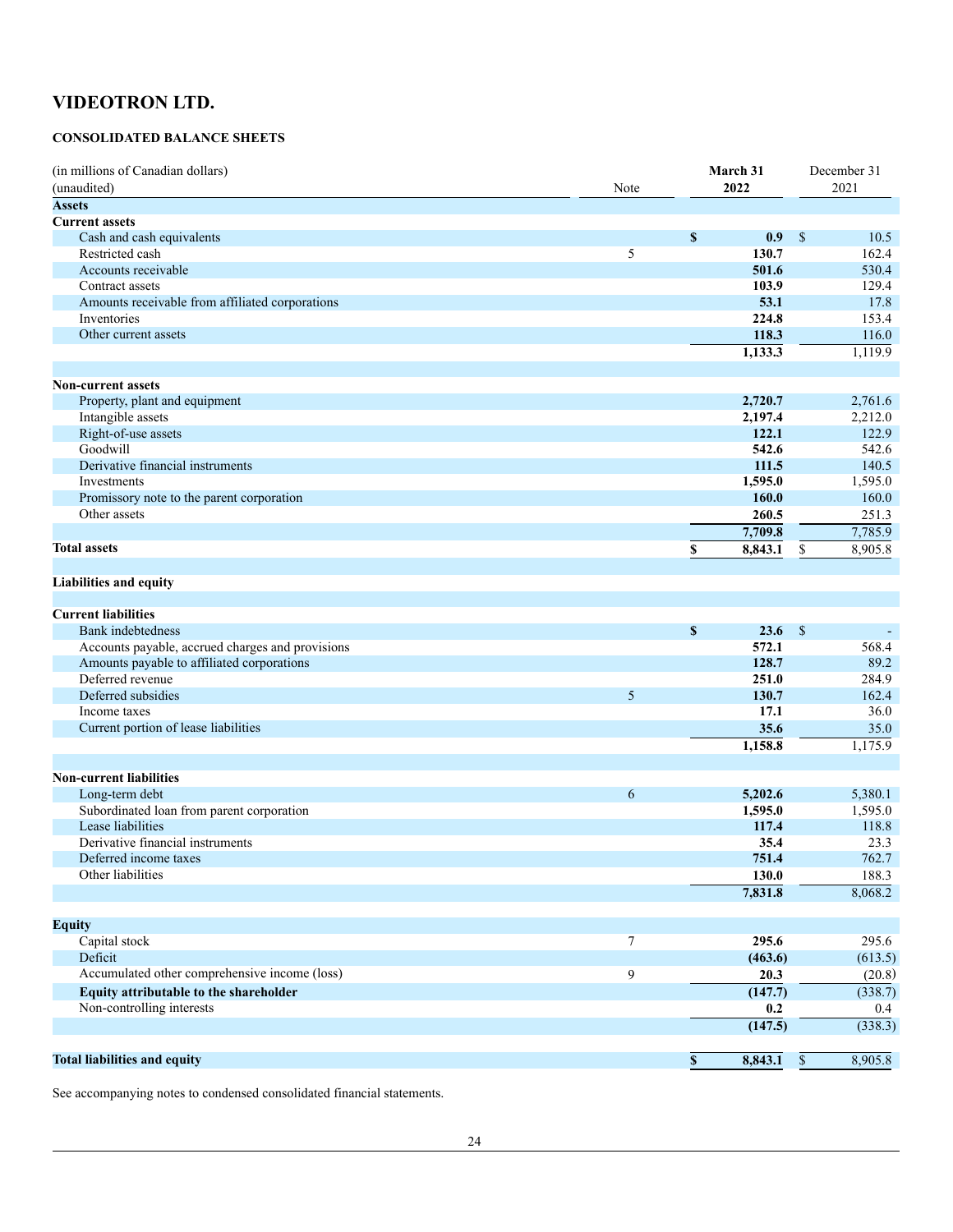# VIDEOTRON LTD.

**CONSOLIDATED BALANCE SHEETS**

| (in millions of Canadian dollars) (unaudited) | Note | March 31 2022 | December 31 2021 |
|---|---|---|---|
| **Assets** | | | |
| **Current assets** | | | |
| Cash and cash equivalents | | **$ 0.9** | $ 10.5 |
| Restricted cash | 5 | **130.7** | 162.4 |
| Accounts receivable | | **501.6** | 530.4 |
| Contract assets | | **103.9** | 129.4 |
| Amounts receivable from affiliated corporations | | **53.1** | 17.8 |
| Inventories | | **224.8** | 153.4 |
| Other current assets | | **118.3** | 116.0 |
| | | **1,133.3** | 1,119.9 |
| **Non-current assets** | | | |
| Property, plant and equipment | | **2,720.7** | 2,761.6 |
| Intangible assets | | **2,197.4** | 2,212.0 |
| Right-of-use assets | | **122.1** | 122.9 |
| Goodwill | | **542.6** | 542.6 |
| Derivative financial instruments | | **111.5** | 140.5 |
| Investments | | **1,595.0** | 1,595.0 |
| Promissory note to the parent corporation | | **160.0** | 160.0 |
| Other assets | | **260.5** | 251.3 |
| | | **7,709.8** | 7,785.9 |
| **Total assets** | | **$ 8,843.1** | $ 8,905.8 |
| **Liabilities and equity** | | | |
| **Current liabilities** | | | |
| Bank indebtedness | | **$ 23.6** | $ - |
| Accounts payable, accrued charges and provisions | | **572.1** | 568.4 |
| Amounts payable to affiliated corporations | | **128.7** | 89.2 |
| Deferred revenue | | **251.0** | 284.9 |
| Deferred subsidies | 5 | **130.7** | 162.4 |
| Income taxes | | **17.1** | 36.0 |
| Current portion of lease liabilities | | **35.6** | 35.0 |
| | | **1,158.8** | 1,175.9 |
| **Non-current liabilities** | | | |
| Long-term debt | 6 | **5,202.6** | 5,380.1 |
| Subordinated loan from parent corporation | | **1,595.0** | 1,595.0 |
| Lease liabilities | | **117.4** | 118.8 |
| Derivative financial instruments | | **35.4** | 23.3 |
| Deferred income taxes | | **751.4** | 762.7 |
| Other liabilities | | **130.0** | 188.3 |
| | | **7,831.8** | 8,068.2 |
| **Equity** | | | |
| Capital stock | 7 | **295.6** | 295.6 |
| Deficit | | **(463.6)** | (613.5) |
| Accumulated other comprehensive income (loss) | 9 | **20.3** | (20.8) |
| **Equity attributable to the shareholder** | | **(147.7)** | (338.7) |
| Non-controlling interests | | **0.2** | 0.4 |
| | | **(147.5)** | (338.3) |
| **Total liabilities and equity** | | **$ 8,843.1** | $ 8,905.8 |

See accompanying notes to condensed consolidated financial statements.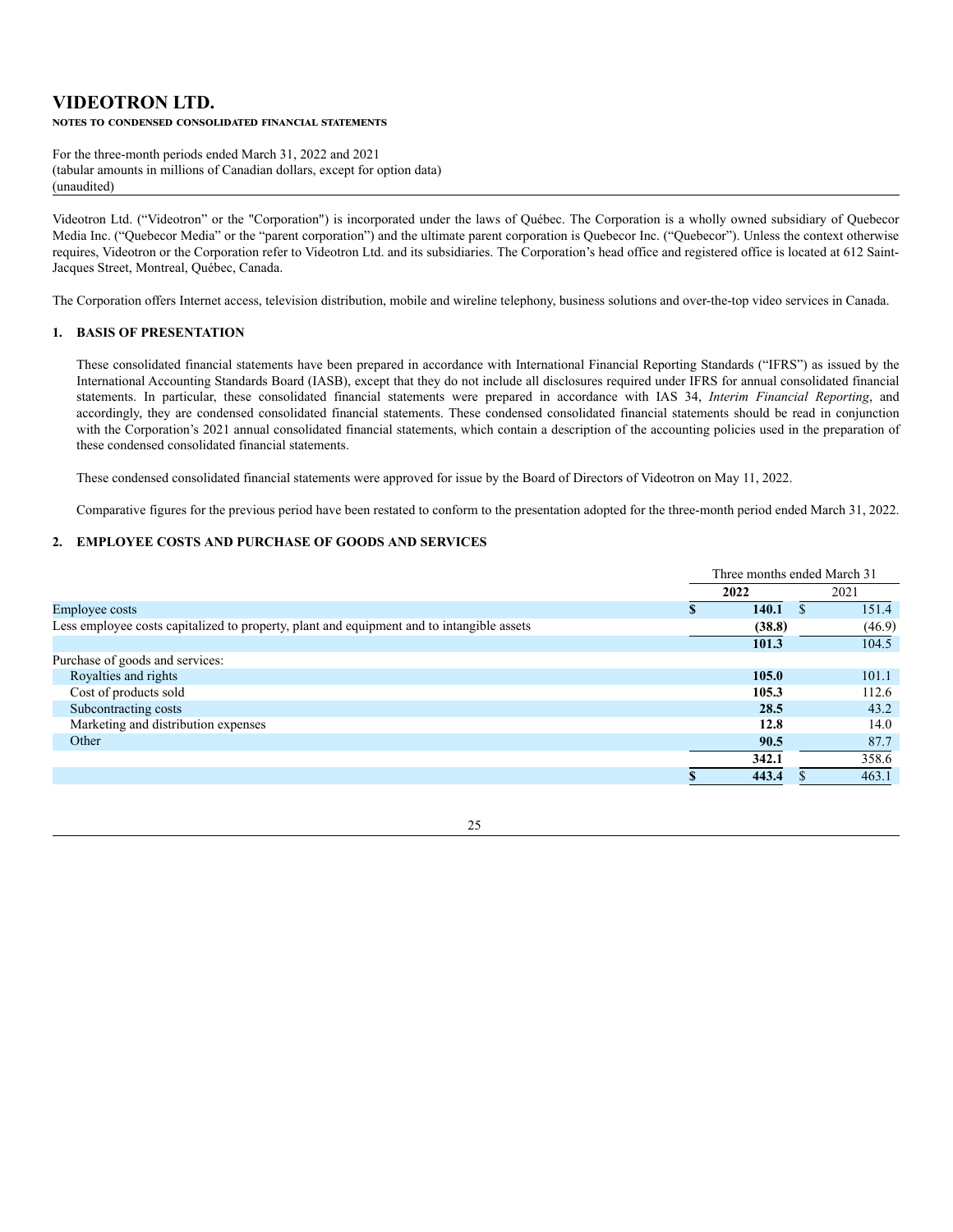# VIDEOTRON LTD.

**NOTES TO CONDENSED CONSOLIDATED FINANCIAL STATEMENTS**

For the three-month periods ended March 31, 2022 and 2021
(tabular amounts in millions of Canadian dollars, except for option data)
(unaudited)

Videotron Ltd. ("Videotron" or the "Corporation") is incorporated under the laws of Québec. The Corporation is a wholly owned subsidiary of Quebecor Media Inc. ("Quebecor Media" or the "parent corporation") and the ultimate parent corporation is Quebecor Inc. ("Quebecor"). Unless the context otherwise requires, Videotron or the Corporation refer to Videotron Ltd. and its subsidiaries. The Corporation's head office and registered office is located at 612 Saint-Jacques Street, Montreal, Québec, Canada.

The Corporation offers Internet access, television distribution, mobile and wireline telephony, business solutions and over-the-top video services in Canada.

## 1. BASIS OF PRESENTATION

These consolidated financial statements have been prepared in accordance with International Financial Reporting Standards ("IFRS") as issued by the International Accounting Standards Board (IASB), except that they do not include all disclosures required under IFRS for annual consolidated financial statements. In particular, these consolidated financial statements were prepared in accordance with IAS 34, *Interim Financial Reporting*, and accordingly, they are condensed consolidated financial statements. These condensed consolidated financial statements should be read in conjunction with the Corporation's 2021 annual consolidated financial statements, which contain a description of the accounting policies used in the preparation of these condensed consolidated financial statements.

These condensed consolidated financial statements were approved for issue by the Board of Directors of Videotron on May 11, 2022.

Comparative figures for the previous period have been restated to conform to the presentation adopted for the three-month period ended March 31, 2022.

## 2. EMPLOYEE COSTS AND PURCHASE OF GOODS AND SERVICES

| | Three months ended March 31 | |
|---|---|---|
| | **2022** | 2021 |
| Employee costs | **$ 140.1** | $ 151.4 |
| Less employee costs capitalized to property, plant and equipment and to intangible assets | **(38.8)** | (46.9) |
| | **101.3** | 104.5 |
| Purchase of goods and services: | | |
| Royalties and rights | **105.0** | 101.1 |
| Cost of products sold | **105.3** | 112.6 |
| Subcontracting costs | **28.5** | 43.2 |
| Marketing and distribution expenses | **12.8** | 14.0 |
| Other | **90.5** | 87.7 |
| | **342.1** | 358.6 |
| | **$ 443.4** | $ 463.1 |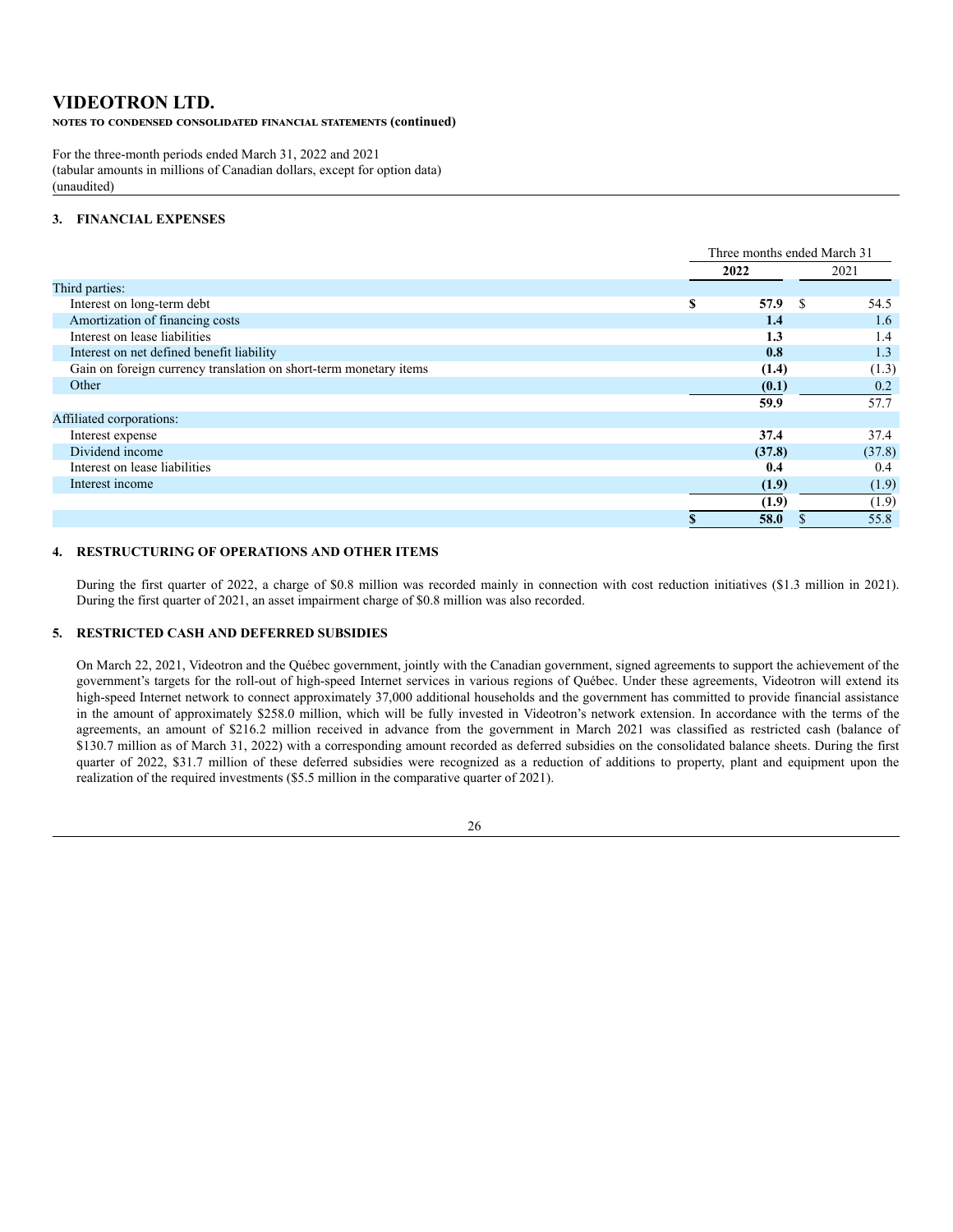# VIDEOTRON LTD.

**NOTES TO CONDENSED CONSOLIDATED FINANCIAL STATEMENTS (continued)**

For the three-month periods ended March 31, 2022 and 2021
(tabular amounts in millions of Canadian dollars, except for option data)
(unaudited)

## 3. FINANCIAL EXPENSES

| | Three months ended March 31 | |
|---|---|---|
| | **2022** | 2021 |
| Third parties: | | |
| Interest on long-term debt | **$ 57.9** | $ 54.5 |
| Amortization of financing costs | **1.4** | 1.6 |
| Interest on lease liabilities | **1.3** | 1.4 |
| Interest on net defined benefit liability | **0.8** | 1.3 |
| Gain on foreign currency translation on short-term monetary items | **(1.4)** | (1.3) |
| Other | **(0.1)** | 0.2 |
| | **59.9** | 57.7 |
| Affiliated corporations: | | |
| Interest expense | **37.4** | 37.4 |
| Dividend income | **(37.8)** | (37.8) |
| Interest on lease liabilities | **0.4** | 0.4 |
| Interest income | **(1.9)** | (1.9) |
| | **(1.9)** | (1.9) |
| | **$ 58.0** | $ 55.8 |

## 4. RESTRUCTURING OF OPERATIONS AND OTHER ITEMS

During the first quarter of 2022, a charge of $0.8 million was recorded mainly in connection with cost reduction initiatives ($1.3 million in 2021). During the first quarter of 2021, an asset impairment charge of $0.8 million was also recorded.

## 5. RESTRICTED CASH AND DEFERRED SUBSIDIES

On March 22, 2021, Videotron and the Québec government, jointly with the Canadian government, signed agreements to support the achievement of the government's targets for the roll-out of high-speed Internet services in various regions of Québec. Under these agreements, Videotron will extend its high-speed Internet network to connect approximately 37,000 additional households and the government has committed to provide financial assistance in the amount of approximately $258.0 million, which will be fully invested in Videotron's network extension. In accordance with the terms of the agreements, an amount of $216.2 million received in advance from the government in March 2021 was classified as restricted cash (balance of $130.7 million as of March 31, 2022) with a corresponding amount recorded as deferred subsidies on the consolidated balance sheets. During the first quarter of 2022, $31.7 million of these deferred subsidies were recognized as a reduction of additions to property, plant and equipment upon the realization of the required investments ($5.5 million in the comparative quarter of 2021).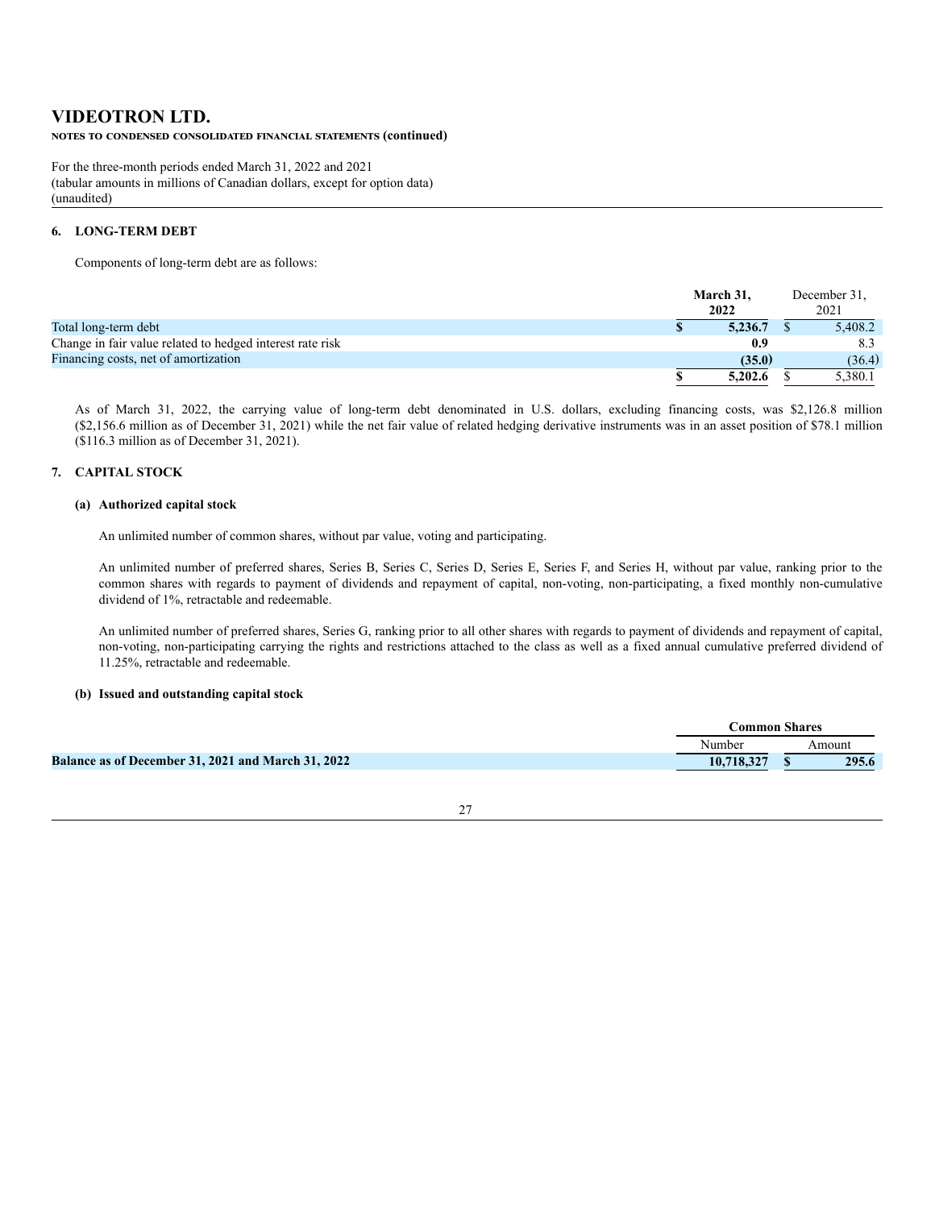# VIDEOTRON LTD.

**NOTES TO CONDENSED CONSOLIDATED FINANCIAL STATEMENTS (continued)**

For the three-month periods ended March 31, 2022 and 2021
(tabular amounts in millions of Canadian dollars, except for option data)
(unaudited)

## 6. LONG-TERM DEBT

Components of long-term debt are as follows:

| | March 31, 2022 | December 31, 2021 |
|---|---|---|
| Total long-term debt | **$ 5,236.7** | $ 5,408.2 |
| Change in fair value related to hedged interest rate risk | **0.9** | 8.3 |
| Financing costs, net of amortization | **(35.0)** | (36.4) |
| | **$ 5,202.6** | $ 5,380.1 |

As of March 31, 2022, the carrying value of long-term debt denominated in U.S. dollars, excluding financing costs, was $2,126.8 million ($2,156.6 million as of December 31, 2021) while the net fair value of related hedging derivative instruments was in an asset position of $78.1 million ($116.3 million as of December 31, 2021).

## 7. CAPITAL STOCK

### (a) Authorized capital stock

An unlimited number of common shares, without par value, voting and participating.

An unlimited number of preferred shares, Series B, Series C, Series D, Series E, Series F, and Series H, without par value, ranking prior to the common shares with regards to payment of dividends and repayment of capital, non-voting, non-participating, a fixed monthly non-cumulative dividend of 1%, retractable and redeemable.

An unlimited number of preferred shares, Series G, ranking prior to all other shares with regards to payment of dividends and repayment of capital, non-voting, non-participating carrying the rights and restrictions attached to the class as well as a fixed annual cumulative preferred dividend of 11.25%, retractable and redeemable.

### (b) Issued and outstanding capital stock

| | Common Shares | |
|---|---|---|
| | Number | Amount |
| **Balance as of December 31, 2021 and March 31, 2022** | **10,718,327** | **$ 295.6** |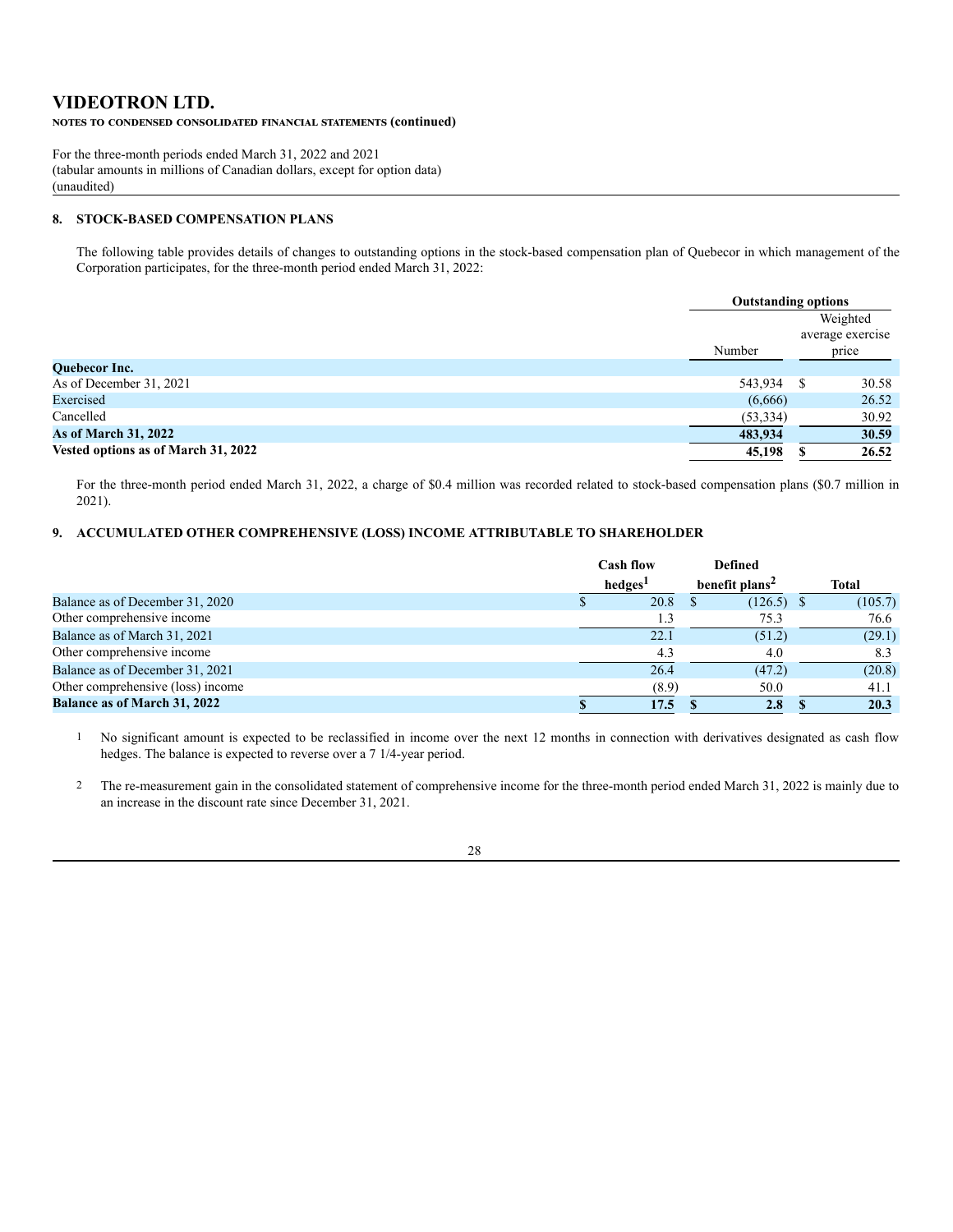# VIDEOTRON LTD.

**NOTES TO CONDENSED CONSOLIDATED FINANCIAL STATEMENTS (continued)**

For the three-month periods ended March 31, 2022 and 2021
(tabular amounts in millions of Canadian dollars, except for option data)
(unaudited)

## 8. STOCK-BASED COMPENSATION PLANS

The following table provides details of changes to outstanding options in the stock-based compensation plan of Quebecor in which management of the Corporation participates, for the three-month period ended March 31, 2022:

| | Outstanding options | |
|---|---|---|
| | Number | Weighted average exercise price |
| **Quebecor Inc.** | | |
| As of December 31, 2021 | 543,934 | $ 30.58 |
| Exercised | (6,666) | 26.52 |
| Cancelled | (53,334) | 30.92 |
| **As of March 31, 2022** | **483,934** | **30.59** |
| **Vested options as of March 31, 2022** | **45,198** | **$ 26.52** |

For the three-month period ended March 31, 2022, a charge of $0.4 million was recorded related to stock-based compensation plans ($0.7 million in 2021).

## 9. ACCUMULATED OTHER COMPREHENSIVE (LOSS) INCOME ATTRIBUTABLE TO SHAREHOLDER

| | Cash flow hedges[1] | Defined benefit plans[2] | Total |
|---|---|---|---|
| Balance as of December 31, 2020 | $ 20.8 | $ (126.5) | $ (105.7) |
| Other comprehensive income | 1.3 | 75.3 | 76.6 |
| Balance as of March 31, 2021 | 22.1 | (51.2) | (29.1) |
| Other comprehensive income | 4.3 | 4.0 | 8.3 |
| Balance as of December 31, 2021 | 26.4 | (47.2) | (20.8) |
| Other comprehensive (loss) income | (8.9) | 50.0 | 41.1 |
| **Balance as of March 31, 2022** | **$ 17.5** | **$ 2.8** | **$ 20.3** |

1 No significant amount is expected to be reclassified in income over the next 12 months in connection with derivatives designated as cash flow hedges. The balance is expected to reverse over a 7 1/4-year period.

2 The re-measurement gain in the consolidated statement of comprehensive income for the three-month period ended March 31, 2022 is mainly due to an increase in the discount rate since December 31, 2021.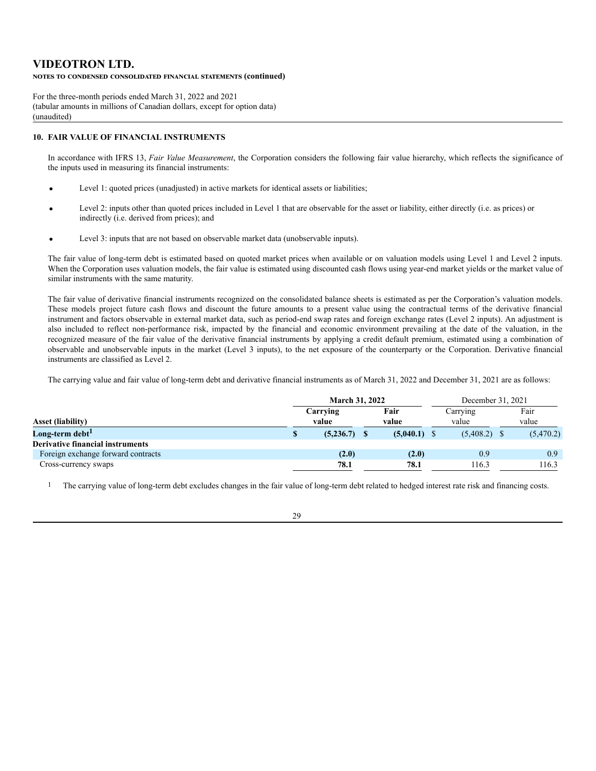# VIDEOTRON LTD.

**NOTES TO CONDENSED CONSOLIDATED FINANCIAL STATEMENTS (continued)**

For the three-month periods ended March 31, 2022 and 2021
(tabular amounts in millions of Canadian dollars, except for option data)
(unaudited)

## 10. FAIR VALUE OF FINANCIAL INSTRUMENTS

In accordance with IFRS 13, *Fair Value Measurement*, the Corporation considers the following fair value hierarchy, which reflects the significance of the inputs used in measuring its financial instruments:

- Level 1: quoted prices (unadjusted) in active markets for identical assets or liabilities;
- Level 2: inputs other than quoted prices included in Level 1 that are observable for the asset or liability, either directly (i.e. as prices) or indirectly (i.e. derived from prices); and
- Level 3: inputs that are not based on observable market data (unobservable inputs).

The fair value of long-term debt is estimated based on quoted market prices when available or on valuation models using Level 1 and Level 2 inputs. When the Corporation uses valuation models, the fair value is estimated using discounted cash flows using year-end market yields or the market value of similar instruments with the same maturity.

The fair value of derivative financial instruments recognized on the consolidated balance sheets is estimated as per the Corporation's valuation models. These models project future cash flows and discount the future amounts to a present value using the contractual terms of the derivative financial instrument and factors observable in external market data, such as period-end swap rates and foreign exchange rates (Level 2 inputs). An adjustment is also included to reflect non-performance risk, impacted by the financial and economic environment prevailing at the date of the valuation, in the recognized measure of the fair value of the derivative financial instruments by applying a credit default premium, estimated using a combination of observable and unobservable inputs in the market (Level 3 inputs), to the net exposure of the counterparty or the Corporation. Derivative financial instruments are classified as Level 2.

The carrying value and fair value of long-term debt and derivative financial instruments as of March 31, 2022 and December 31, 2021 are as follows:

| | **March 31, 2022** | | December 31, 2021 | |
|---|---|---|---|---|
| **Asset (liability)** | **Carrying value** | **Fair value** | Carrying value | Fair value |
| **Long-term debt[1]** | **$ (5,236.7)** | **$ (5,040.1)** | $ (5,408.2) | $ (5,470.2) |
| **Derivative financial instruments** | | | | |
| Foreign exchange forward contracts | **(2.0)** | **(2.0)** | 0.9 | 0.9 |
| Cross-currency swaps | **78.1** | **78.1** | 116.3 | 116.3 |

1 The carrying value of long-term debt excludes changes in the fair value of long-term debt related to hedged interest rate risk and financing costs.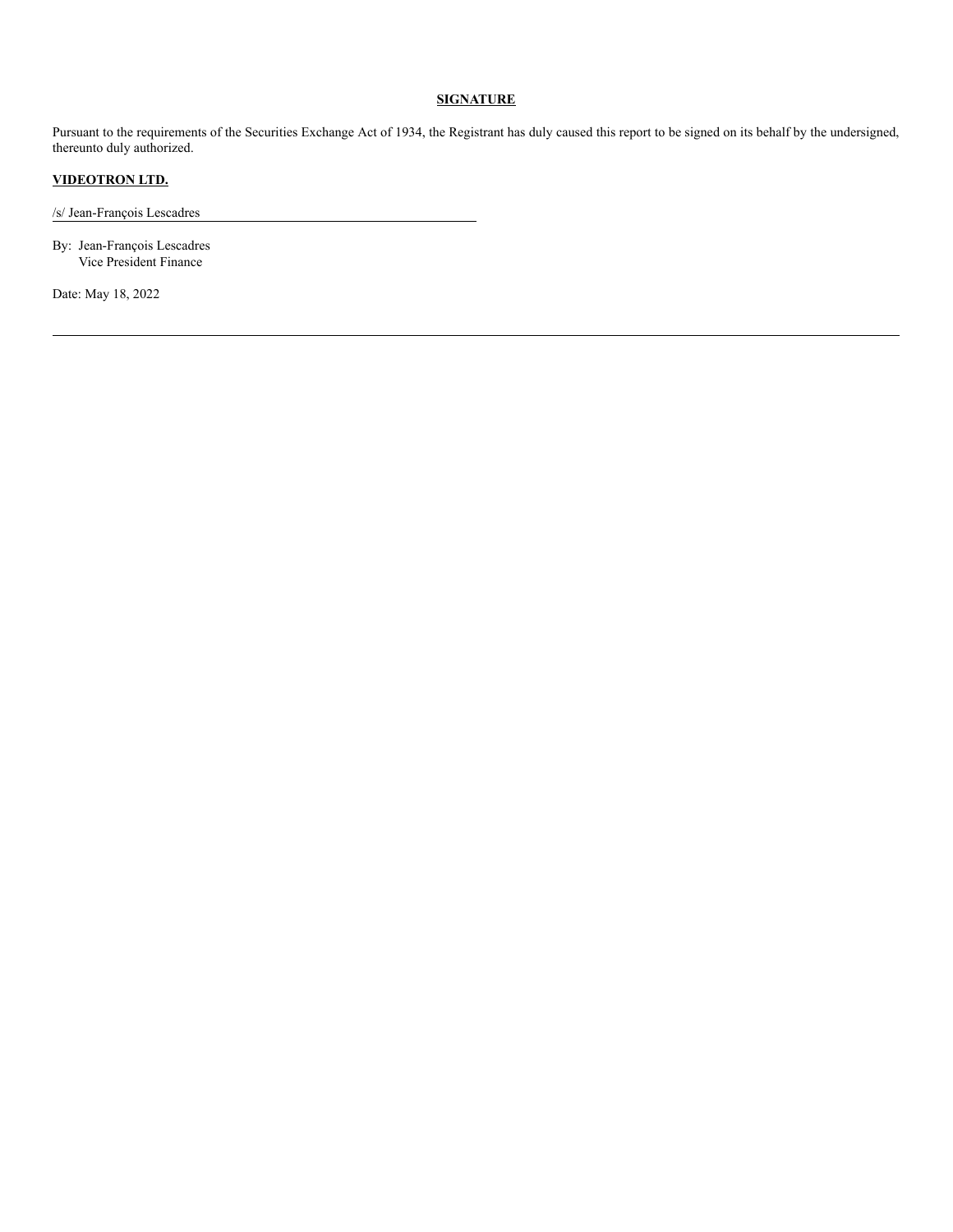**SIGNATURE**

Pursuant to the requirements of the Securities Exchange Act of 1934, the Registrant has duly caused this report to be signed on its behalf by the undersigned, thereunto duly authorized.

**VIDEOTRON LTD.**

/s/ Jean-François Lescadres

By: Jean-François Lescadres
Vice President Finance

Date: May 18, 2022